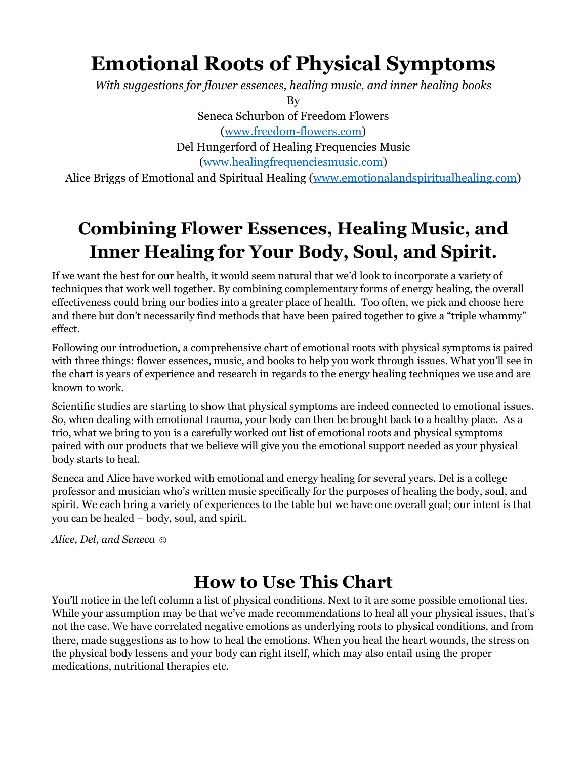# Emotional Roots of Physical Symptoms

*With suggestions for flower essences, healing music, and inner healing books*

By

Seneca Schurbon of Freedom Flowers

([www.freedom-flowers.com](http://www.freedom-flowers.com))

Del Hungerford of Healing Frequencies Music

([www.healingfrequenciesmusic.com](http://www.healingfrequenciesmusic.com))

Alice Briggs of Emotional and Spiritual Healing ([www.emotionalandspiritualhealing.com](http://www.emotionalandspiritualhealing.com))

## Combining Flower Essences, Healing Music, and Inner Healing for Your Body, Soul, and Spirit.

If we want the best for our health, it would seem natural that we'd look to incorporate a variety of techniques that work well together. By combining complementary forms of energy healing, the overall effectiveness could bring our bodies into a greater place of health. Too often, we pick and choose here and there but don't necessarily find methods that have been paired together to give a "triple whammy" effect.

Following our introduction, a comprehensive chart of emotional roots with physical symptoms is paired with three things: flower essences, music, and books to help you work through issues. What you'll see in the chart is years of experience and research in regards to the energy healing techniques we use and are known to work.

Scientific studies are starting to show that physical symptoms are indeed connected to emotional issues. So, when dealing with emotional trauma, your body can then be brought back to a healthy place. As a trio, what we bring to you is a carefully worked out list of emotional roots and physical symptoms paired with our products that we believe will give you the emotional support needed as your physical body starts to heal.

Seneca and Alice have worked with emotional and energy healing for several years. Del is a college professor and musician who's written music specifically for the purposes of healing the body, soul, and spirit. We each bring a variety of experiences to the table but we have one overall goal; our intent is that you can be healed – body, soul, and spirit.

*Alice, Del, and Seneca* ☺

## How to Use This Chart

You'll notice in the left column a list of physical conditions. Next to it are some possible emotional ties. While your assumption may be that we've made recommendations to heal all your physical issues, that's not the case. We have correlated negative emotions as underlying roots to physical conditions, and from there, made suggestions as to how to heal the emotions. When you heal the heart wounds, the stress on the physical body lessens and your body can right itself, which may also entail using the proper medications, nutritional therapies etc.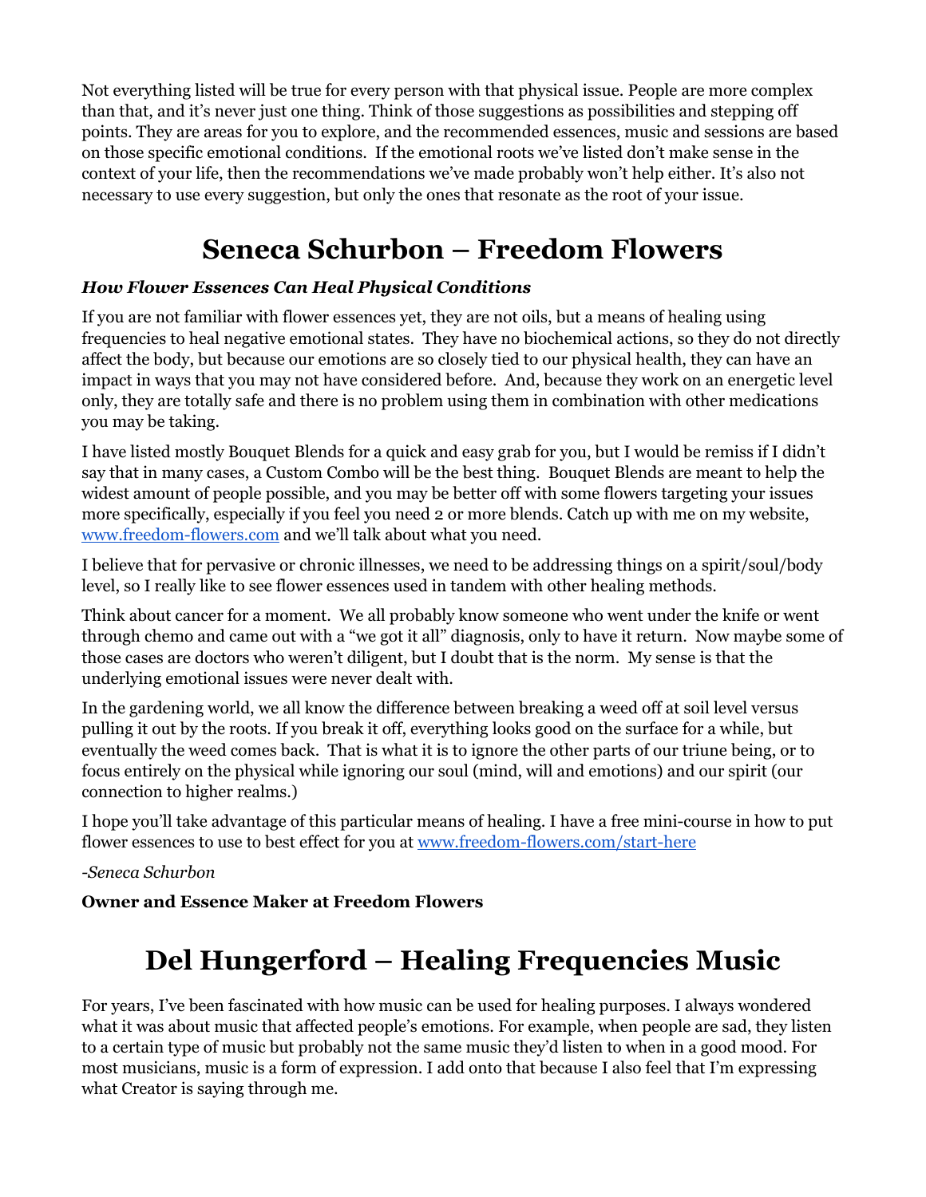Not everything listed will be true for every person with that physical issue. People are more complex than that, and it's never just one thing. Think of those suggestions as possibilities and stepping off points. They are areas for you to explore, and the recommended essences, music and sessions are based on those specific emotional conditions. If the emotional roots we've listed don't make sense in the context of your life, then the recommendations we've made probably won't help either. It's also not necessary to use every suggestion, but only the ones that resonate as the root of your issue.

# Seneca Schurbon – Freedom Flowers

***How Flower Essences Can Heal Physical Conditions***

If you are not familiar with flower essences yet, they are not oils, but a means of healing using frequencies to heal negative emotional states. They have no biochemical actions, so they do not directly affect the body, but because our emotions are so closely tied to our physical health, they can have an impact in ways that you may not have considered before. And, because they work on an energetic level only, they are totally safe and there is no problem using them in combination with other medications you may be taking.

I have listed mostly Bouquet Blends for a quick and easy grab for you, but I would be remiss if I didn't say that in many cases, a Custom Combo will be the best thing. Bouquet Blends are meant to help the widest amount of people possible, and you may be better off with some flowers targeting your issues more specifically, especially if you feel you need 2 or more blends. Catch up with me on my website, [www.freedom-flowers.com](www.freedom-flowers.com) and we'll talk about what you need.

I believe that for pervasive or chronic illnesses, we need to be addressing things on a spirit/soul/body level, so I really like to see flower essences used in tandem with other healing methods.

Think about cancer for a moment. We all probably know someone who went under the knife or went through chemo and came out with a "we got it all" diagnosis, only to have it return. Now maybe some of those cases are doctors who weren't diligent, but I doubt that is the norm. My sense is that the underlying emotional issues were never dealt with.

In the gardening world, we all know the difference between breaking a weed off at soil level versus pulling it out by the roots. If you break it off, everything looks good on the surface for a while, but eventually the weed comes back. That is what it is to ignore the other parts of our triune being, or to focus entirely on the physical while ignoring our soul (mind, will and emotions) and our spirit (our connection to higher realms.)

I hope you'll take advantage of this particular means of healing. I have a free mini-course in how to put flower essences to use to best effect for you at [www.freedom-flowers.com/start-here](www.freedom-flowers.com/start-here)

*-Seneca Schurbon*

**Owner and Essence Maker at Freedom Flowers**

# Del Hungerford – Healing Frequencies Music

For years, I've been fascinated with how music can be used for healing purposes. I always wondered what it was about music that affected people's emotions. For example, when people are sad, they listen to a certain type of music but probably not the same music they'd listen to when in a good mood. For most musicians, music is a form of expression. I add onto that because I also feel that I'm expressing what Creator is saying through me.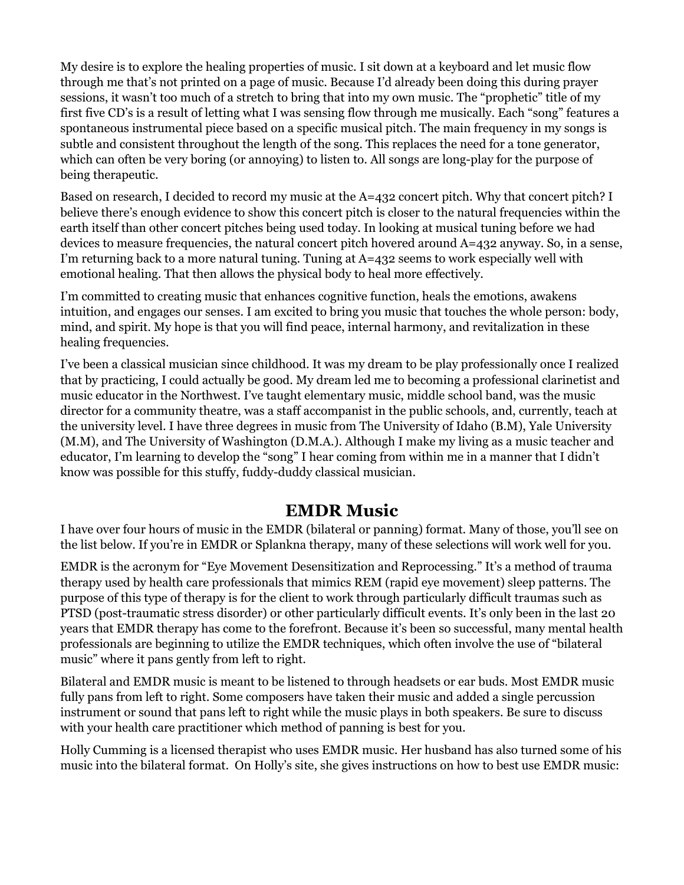My desire is to explore the healing properties of music. I sit down at a keyboard and let music flow through me that's not printed on a page of music. Because I'd already been doing this during prayer sessions, it wasn't too much of a stretch to bring that into my own music. The "prophetic" title of my first five CD's is a result of letting what I was sensing flow through me musically. Each "song" features a spontaneous instrumental piece based on a specific musical pitch. The main frequency in my songs is subtle and consistent throughout the length of the song. This replaces the need for a tone generator, which can often be very boring (or annoying) to listen to. All songs are long-play for the purpose of being therapeutic.

Based on research, I decided to record my music at the A=432 concert pitch. Why that concert pitch? I believe there's enough evidence to show this concert pitch is closer to the natural frequencies within the earth itself than other concert pitches being used today. In looking at musical tuning before we had devices to measure frequencies, the natural concert pitch hovered around A=432 anyway. So, in a sense, I'm returning back to a more natural tuning. Tuning at A=432 seems to work especially well with emotional healing. That then allows the physical body to heal more effectively.

I'm committed to creating music that enhances cognitive function, heals the emotions, awakens intuition, and engages our senses. I am excited to bring you music that touches the whole person: body, mind, and spirit. My hope is that you will find peace, internal harmony, and revitalization in these healing frequencies.

I've been a classical musician since childhood. It was my dream to be play professionally once I realized that by practicing, I could actually be good. My dream led me to becoming a professional clarinetist and music educator in the Northwest. I've taught elementary music, middle school band, was the music director for a community theatre, was a staff accompanist in the public schools, and, currently, teach at the university level. I have three degrees in music from The University of Idaho (B.M), Yale University (M.M), and The University of Washington (D.M.A.). Although I make my living as a music teacher and educator, I'm learning to develop the "song" I hear coming from within me in a manner that I didn't know was possible for this stuffy, fuddy-duddy classical musician.

## EMDR Music

I have over four hours of music in the EMDR (bilateral or panning) format. Many of those, you'll see on the list below. If you're in EMDR or Splankna therapy, many of these selections will work well for you.

EMDR is the acronym for "Eye Movement Desensitization and Reprocessing." It's a method of trauma therapy used by health care professionals that mimics REM (rapid eye movement) sleep patterns. The purpose of this type of therapy is for the client to work through particularly difficult traumas such as PTSD (post-traumatic stress disorder) or other particularly difficult events. It's only been in the last 20 years that EMDR therapy has come to the forefront. Because it's been so successful, many mental health professionals are beginning to utilize the EMDR techniques, which often involve the use of "bilateral music" where it pans gently from left to right.

Bilateral and EMDR music is meant to be listened to through headsets or ear buds. Most EMDR music fully pans from left to right. Some composers have taken their music and added a single percussion instrument or sound that pans left to right while the music plays in both speakers. Be sure to discuss with your health care practitioner which method of panning is best for you.

Holly Cumming is a licensed therapist who uses EMDR music. Her husband has also turned some of his music into the bilateral format. On Holly's site, she gives instructions on how to best use EMDR music: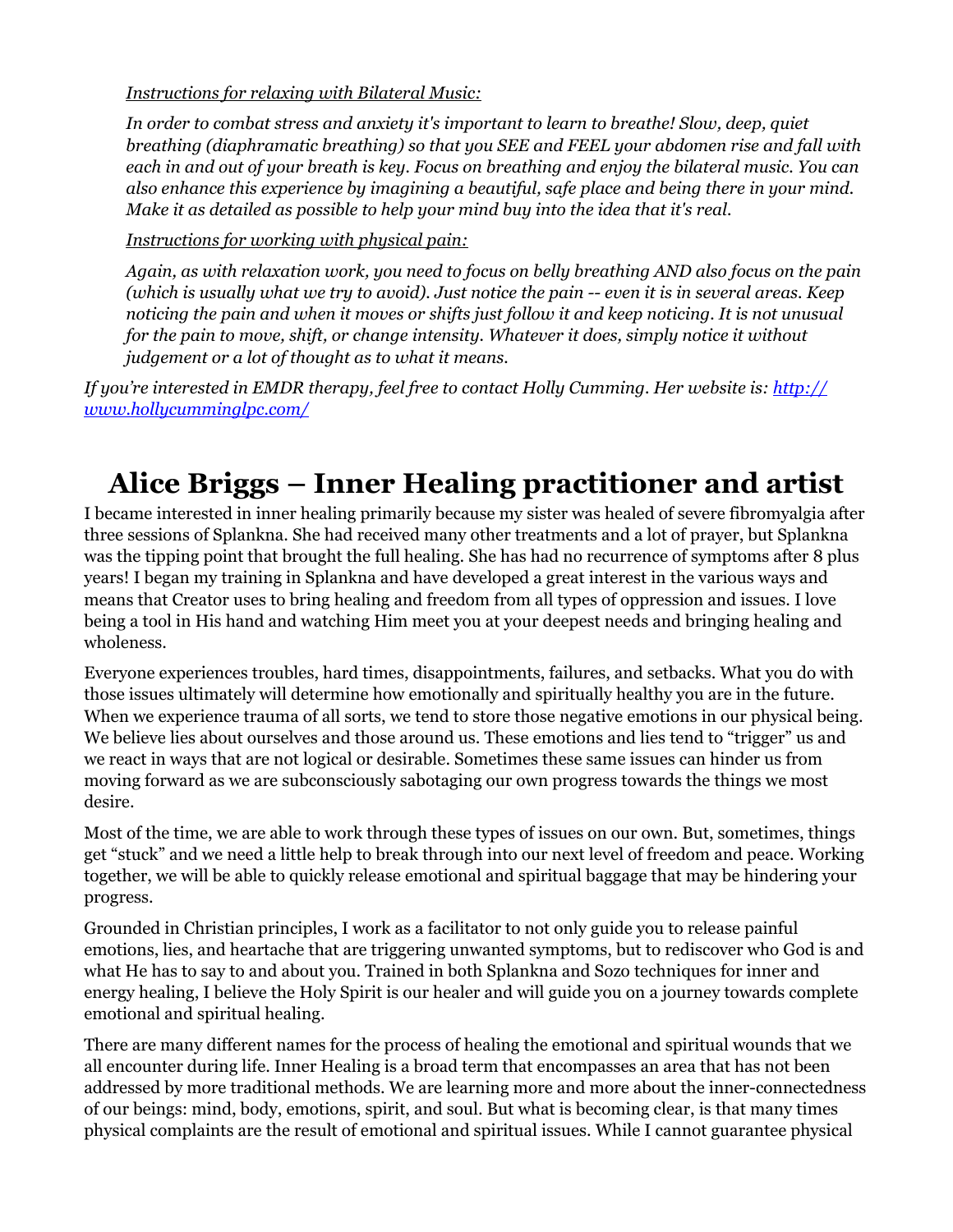*<u>Instructions for relaxing with Bilateral Music:</u>*

*In order to combat stress and anxiety it's important to learn to breathe! Slow, deep, quiet breathing (diaphramatic breathing) so that you SEE and FEEL your abdomen rise and fall with each in and out of your breath is key. Focus on breathing and enjoy the bilateral music. You can also enhance this experience by imagining a beautiful, safe place and being there in your mind. Make it as detailed as possible to help your mind buy into the idea that it's real.*

*<u>Instructions for working with physical pain:</u>*

*Again, as with relaxation work, you need to focus on belly breathing AND also focus on the pain (which is usually what we try to avoid). Just notice the pain -- even it is in several areas. Keep noticing the pain and when it moves or shifts just follow it and keep noticing. It is not unusual for the pain to move, shift, or change intensity. Whatever it does, simply notice it without judgement or a lot of thought as to what it means.*

*If you're interested in EMDR therapy, feel free to contact Holly Cumming. Her website is: [http://www.hollycumminglpc.com/](http://www.hollycumminglpc.com/)*

# Alice Briggs – Inner Healing practitioner and artist

I became interested in inner healing primarily because my sister was healed of severe fibromyalgia after three sessions of Splankna. She had received many other treatments and a lot of prayer, but Splankna was the tipping point that brought the full healing. She has had no recurrence of symptoms after 8 plus years! I began my training in Splankna and have developed a great interest in the various ways and means that Creator uses to bring healing and freedom from all types of oppression and issues. I love being a tool in His hand and watching Him meet you at your deepest needs and bringing healing and wholeness.

Everyone experiences troubles, hard times, disappointments, failures, and setbacks. What you do with those issues ultimately will determine how emotionally and spiritually healthy you are in the future. When we experience trauma of all sorts, we tend to store those negative emotions in our physical being. We believe lies about ourselves and those around us. These emotions and lies tend to "trigger" us and we react in ways that are not logical or desirable. Sometimes these same issues can hinder us from moving forward as we are subconsciously sabotaging our own progress towards the things we most desire.

Most of the time, we are able to work through these types of issues on our own. But, sometimes, things get "stuck" and we need a little help to break through into our next level of freedom and peace. Working together, we will be able to quickly release emotional and spiritual baggage that may be hindering your progress.

Grounded in Christian principles, I work as a facilitator to not only guide you to release painful emotions, lies, and heartache that are triggering unwanted symptoms, but to rediscover who God is and what He has to say to and about you. Trained in both Splankna and Sozo techniques for inner and energy healing, I believe the Holy Spirit is our healer and will guide you on a journey towards complete emotional and spiritual healing.

There are many different names for the process of healing the emotional and spiritual wounds that we all encounter during life. Inner Healing is a broad term that encompasses an area that has not been addressed by more traditional methods. We are learning more and more about the inner-connectedness of our beings: mind, body, emotions, spirit, and soul. But what is becoming clear, is that many times physical complaints are the result of emotional and spiritual issues. While I cannot guarantee physical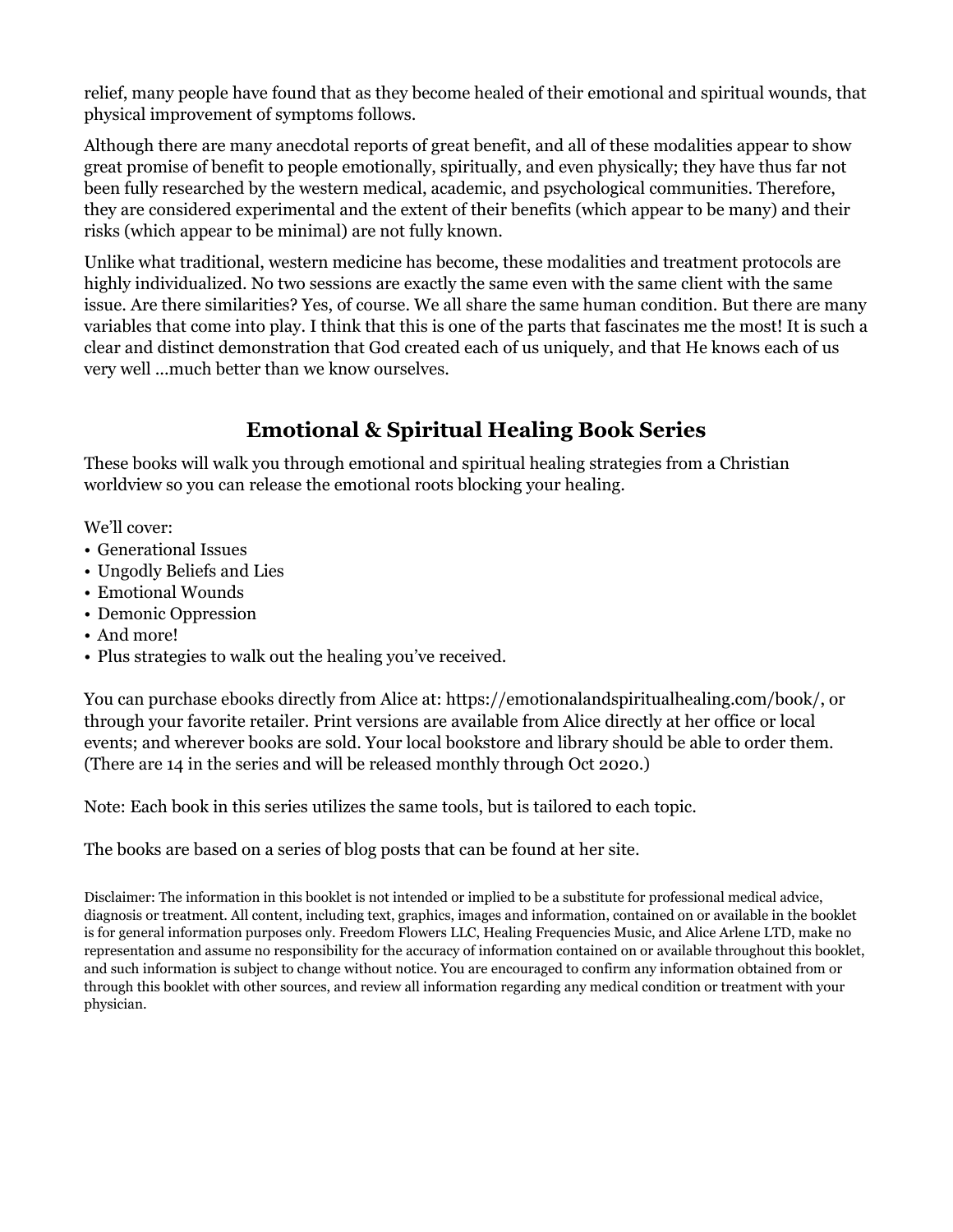relief, many people have found that as they become healed of their emotional and spiritual wounds, that physical improvement of symptoms follows.

Although there are many anecdotal reports of great benefit, and all of these modalities appear to show great promise of benefit to people emotionally, spiritually, and even physically; they have thus far not been fully researched by the western medical, academic, and psychological communities. Therefore, they are considered experimental and the extent of their benefits (which appear to be many) and their risks (which appear to be minimal) are not fully known.

Unlike what traditional, western medicine has become, these modalities and treatment protocols are highly individualized. No two sessions are exactly the same even with the same client with the same issue. Are there similarities? Yes, of course. We all share the same human condition. But there are many variables that come into play. I think that this is one of the parts that fascinates me the most! It is such a clear and distinct demonstration that God created each of us uniquely, and that He knows each of us very well …much better than we know ourselves.

## Emotional & Spiritual Healing Book Series

These books will walk you through emotional and spiritual healing strategies from a Christian worldview so you can release the emotional roots blocking your healing.

We'll cover:

- Generational Issues
- Ungodly Beliefs and Lies
- Emotional Wounds
- Demonic Oppression
- And more!
- Plus strategies to walk out the healing you've received.

You can purchase ebooks directly from Alice at: https://emotionalandspiritualhealing.com/book/, or through your favorite retailer. Print versions are available from Alice directly at her office or local events; and wherever books are sold. Your local bookstore and library should be able to order them. (There are 14 in the series and will be released monthly through Oct 2020.)

Note: Each book in this series utilizes the same tools, but is tailored to each topic.

The books are based on a series of blog posts that can be found at her site.

Disclaimer: The information in this booklet is not intended or implied to be a substitute for professional medical advice, diagnosis or treatment. All content, including text, graphics, images and information, contained on or available in the booklet is for general information purposes only. Freedom Flowers LLC, Healing Frequencies Music, and Alice Arlene LTD, make no representation and assume no responsibility for the accuracy of information contained on or available throughout this booklet, and such information is subject to change without notice. You are encouraged to confirm any information obtained from or through this booklet with other sources, and review all information regarding any medical condition or treatment with your physician.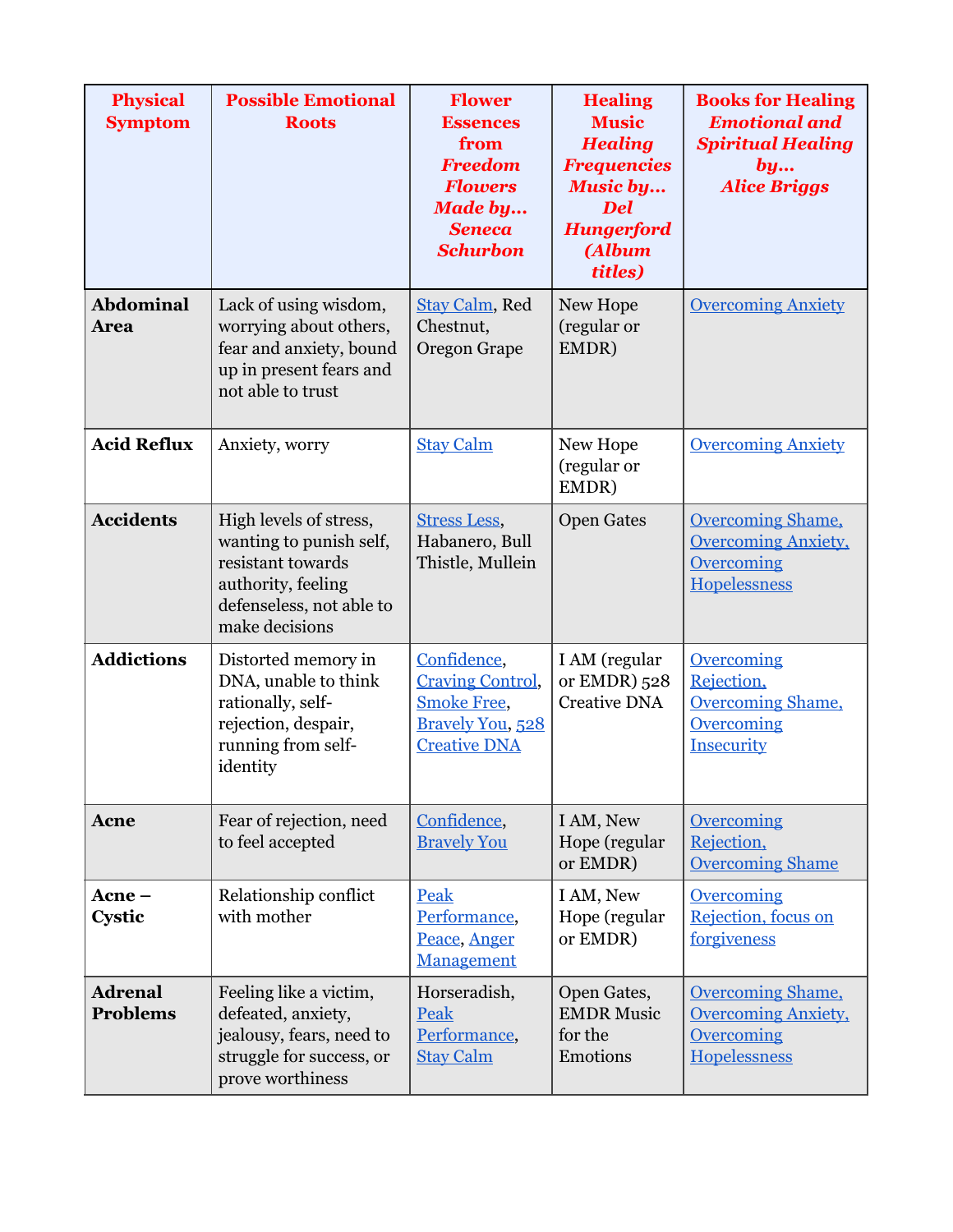| **Physical Symptom** | **Possible Emotional Roots** | **Flower Essences from *Freedom Flowers Made by… Seneca Schurbon*** | **Healing Music *Healing Frequencies Music by… Del Hungerford (Album titles)*** | **Books for Healing *Emotional and Spiritual Healing by… Alice Briggs*** |
|---|---|---|---|---|
| **Abdominal Area** | Lack of using wisdom, worrying about others, fear and anxiety, bound up in present fears and not able to trust | Stay Calm, Red Chestnut, Oregon Grape | New Hope (regular or EMDR) | Overcoming Anxiety |
| **Acid Reflux** | Anxiety, worry | Stay Calm | New Hope (regular or EMDR) | Overcoming Anxiety |
| **Accidents** | High levels of stress, wanting to punish self, resistant towards authority, feeling defenseless, not able to make decisions | Stress Less, Habanero, Bull Thistle, Mullein | Open Gates | Overcoming Shame, Overcoming Anxiety, Overcoming Hopelessness |
| **Addictions** | Distorted memory in DNA, unable to think rationally, self-rejection, despair, running from self-identity | Confidence, Craving Control, Smoke Free, Bravely You, 528 Creative DNA | I AM (regular or EMDR) 528 Creative DNA | Overcoming Rejection, Overcoming Shame, Overcoming Insecurity |
| **Acne** | Fear of rejection, need to feel accepted | Confidence, Bravely You | I AM, New Hope (regular or EMDR) | Overcoming Rejection, Overcoming Shame |
| **Acne – Cystic** | Relationship conflict with mother | Peak Performance, Peace, Anger Management | I AM, New Hope (regular or EMDR) | Overcoming Rejection, focus on forgiveness |
| **Adrenal Problems** | Feeling like a victim, defeated, anxiety, jealousy, fears, need to struggle for success, or prove worthiness | Horseradish, Peak Performance, Stay Calm | Open Gates, EMDR Music for the Emotions | Overcoming Shame, Overcoming Anxiety, Overcoming Hopelessness |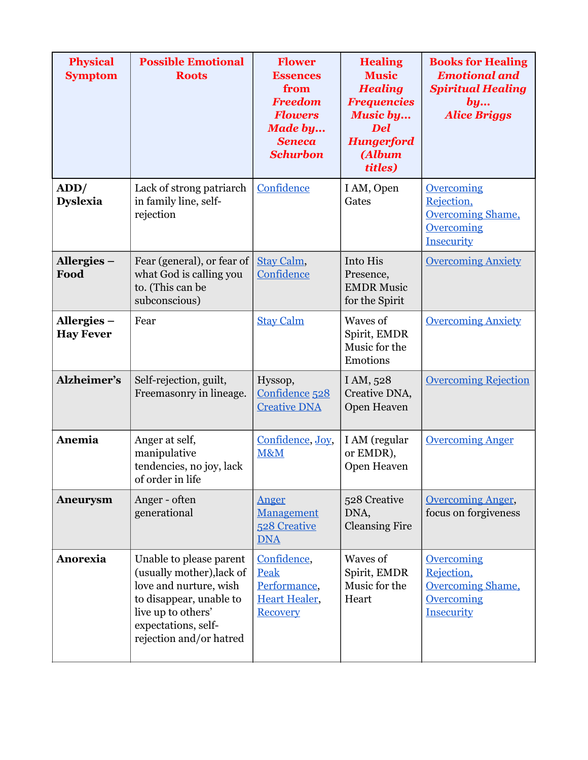| Physical Symptom | Possible Emotional Roots | Flower Essences from *Freedom Flowers Made by… Seneca Schurbon* | Healing Music *Healing Frequencies Music by… Del Hungerford (Album titles)* | Books for Healing *Emotional and Spiritual Healing by… Alice Briggs* |
|---|---|---|---|---|
| **ADD/ Dyslexia** | Lack of strong patriarch in family line, self-rejection | Confidence | I AM, Open Gates | Overcoming Rejection, Overcoming Shame, Overcoming Insecurity |
| **Allergies – Food** | Fear (general), or fear of what God is calling you to. (This can be subconscious) | Stay Calm, Confidence | Into His Presence, EMDR Music for the Spirit | Overcoming Anxiety |
| **Allergies – Hay Fever** | Fear | Stay Calm | Waves of Spirit, EMDR Music for the Emotions | Overcoming Anxiety |
| **Alzheimer's** | Self-rejection, guilt, Freemasonry in lineage. | Hyssop, Confidence 528 Creative DNA | I AM, 528 Creative DNA, Open Heaven | Overcoming Rejection |
| **Anemia** | Anger at self, manipulative tendencies, no joy, lack of order in life | Confidence, Joy, M&M | I AM (regular or EMDR), Open Heaven | Overcoming Anger |
| **Aneurysm** | Anger - often generational | Anger Management 528 Creative DNA | 528 Creative DNA, Cleansing Fire | Overcoming Anger, focus on forgiveness |
| **Anorexia** | Unable to please parent (usually mother),lack of love and nurture, wish to disappear, unable to live up to others' expectations, self-rejection and/or hatred | Confidence, Peak Performance, Heart Healer, Recovery | Waves of Spirit, EMDR Music for the Heart | Overcoming Rejection, Overcoming Shame, Overcoming Insecurity |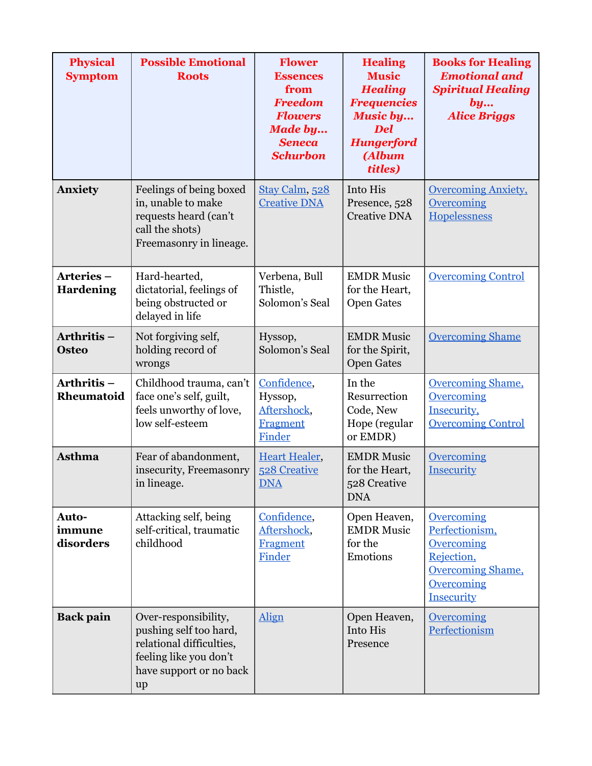| Physical Symptom | Possible Emotional Roots | Flower Essences from *Freedom Flowers Made by… Seneca Schurbon* | Healing Music *Healing Frequencies Music by… Del Hungerford (Album titles)* | Books for Healing *Emotional and Spiritual Healing by… Alice Briggs* |
|---|---|---|---|---|
| **Anxiety** | Feelings of being boxed in, unable to make requests heard (can't call the shots) Freemasonry in lineage. | Stay Calm, 528 Creative DNA | Into His Presence, 528 Creative DNA | Overcoming Anxiety, Overcoming Hopelessness |
| **Arteries – Hardening** | Hard-hearted, dictatorial, feelings of being obstructed or delayed in life | Verbena, Bull Thistle, Solomon's Seal | EMDR Music for the Heart, Open Gates | Overcoming Control |
| **Arthritis – Osteo** | Not forgiving self, holding record of wrongs | Hyssop, Solomon's Seal | EMDR Music for the Spirit, Open Gates | Overcoming Shame |
| **Arthritis – Rheumatoid** | Childhood trauma, can't face one's self, guilt, feels unworthy of love, low self-esteem | Confidence, Hyssop, Aftershock, Fragment Finder | In the Resurrection Code, New Hope (regular or EMDR) | Overcoming Shame, Overcoming Insecurity, Overcoming Control |
| **Asthma** | Fear of abandonment, insecurity, Freemasonry in lineage. | Heart Healer, 528 Creative DNA | EMDR Music for the Heart, 528 Creative DNA | Overcoming Insecurity |
| **Auto-immune disorders** | Attacking self, being self-critical, traumatic childhood | Confidence, Aftershock, Fragment Finder | Open Heaven, EMDR Music for the Emotions | Overcoming Perfectionism, Overcoming Rejection, Overcoming Shame, Overcoming Insecurity |
| **Back pain** | Over-responsibility, pushing self too hard, relational difficulties, feeling like you don't have support or no back up | Align | Open Heaven, Into His Presence | Overcoming Perfectionism |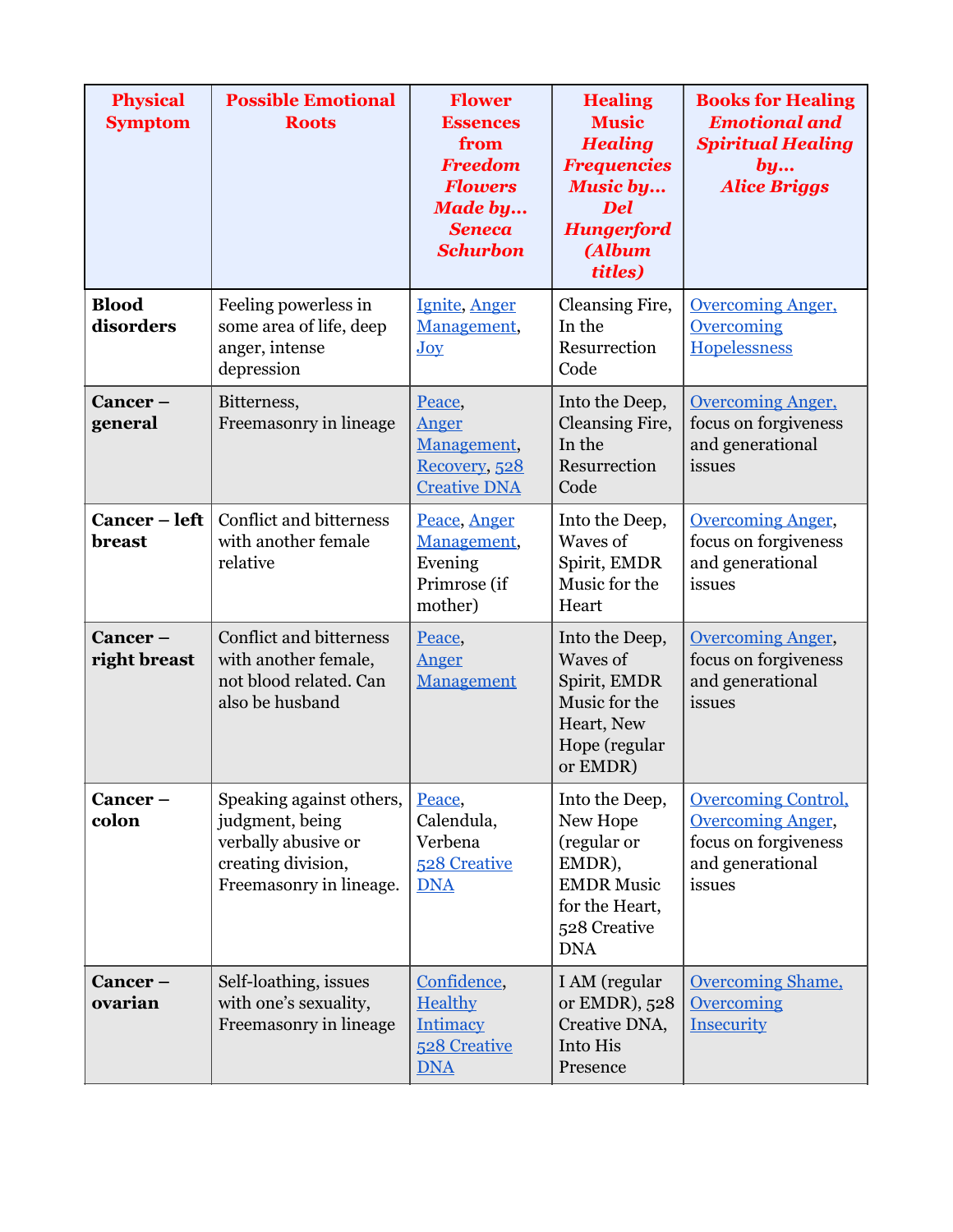| Physical Symptom | Possible Emotional Roots | Flower Essences from *Freedom Flowers Made by… Seneca Schurbon* | Healing Music *Healing Frequencies Music by… Del Hungerford (Album titles)* | Books for Healing *Emotional and Spiritual Healing by… Alice Briggs* |
|---|---|---|---|---|
| **Blood disorders** | Feeling powerless in some area of life, deep anger, intense depression | Ignite, Anger Management, Joy | Cleansing Fire, In the Resurrection Code | Overcoming Anger, Overcoming Hopelessness |
| **Cancer – general** | Bitterness, Freemasonry in lineage | Peace, Anger Management, Recovery, 528 Creative DNA | Into the Deep, Cleansing Fire, In the Resurrection Code | Overcoming Anger, focus on forgiveness and generational issues |
| **Cancer – left breast** | Conflict and bitterness with another female relative | Peace, Anger Management, Evening Primrose (if mother) | Into the Deep, Waves of Spirit, EMDR Music for the Heart | Overcoming Anger, focus on forgiveness and generational issues |
| **Cancer – right breast** | Conflict and bitterness with another female, not blood related. Can also be husband | Peace, Anger Management | Into the Deep, Waves of Spirit, EMDR Music for the Heart, New Hope (regular or EMDR) | Overcoming Anger, focus on forgiveness and generational issues |
| **Cancer – colon** | Speaking against others, judgment, being verbally abusive or creating division, Freemasonry in lineage. | Peace, Calendula, Verbena 528 Creative DNA | Into the Deep, New Hope (regular or EMDR), EMDR Music for the Heart, 528 Creative DNA | Overcoming Control, Overcoming Anger, focus on forgiveness and generational issues |
| **Cancer – ovarian** | Self-loathing, issues with one's sexuality, Freemasonry in lineage | Confidence, Healthy Intimacy 528 Creative DNA | I AM (regular or EMDR), 528 Creative DNA, Into His Presence | Overcoming Shame, Overcoming Insecurity |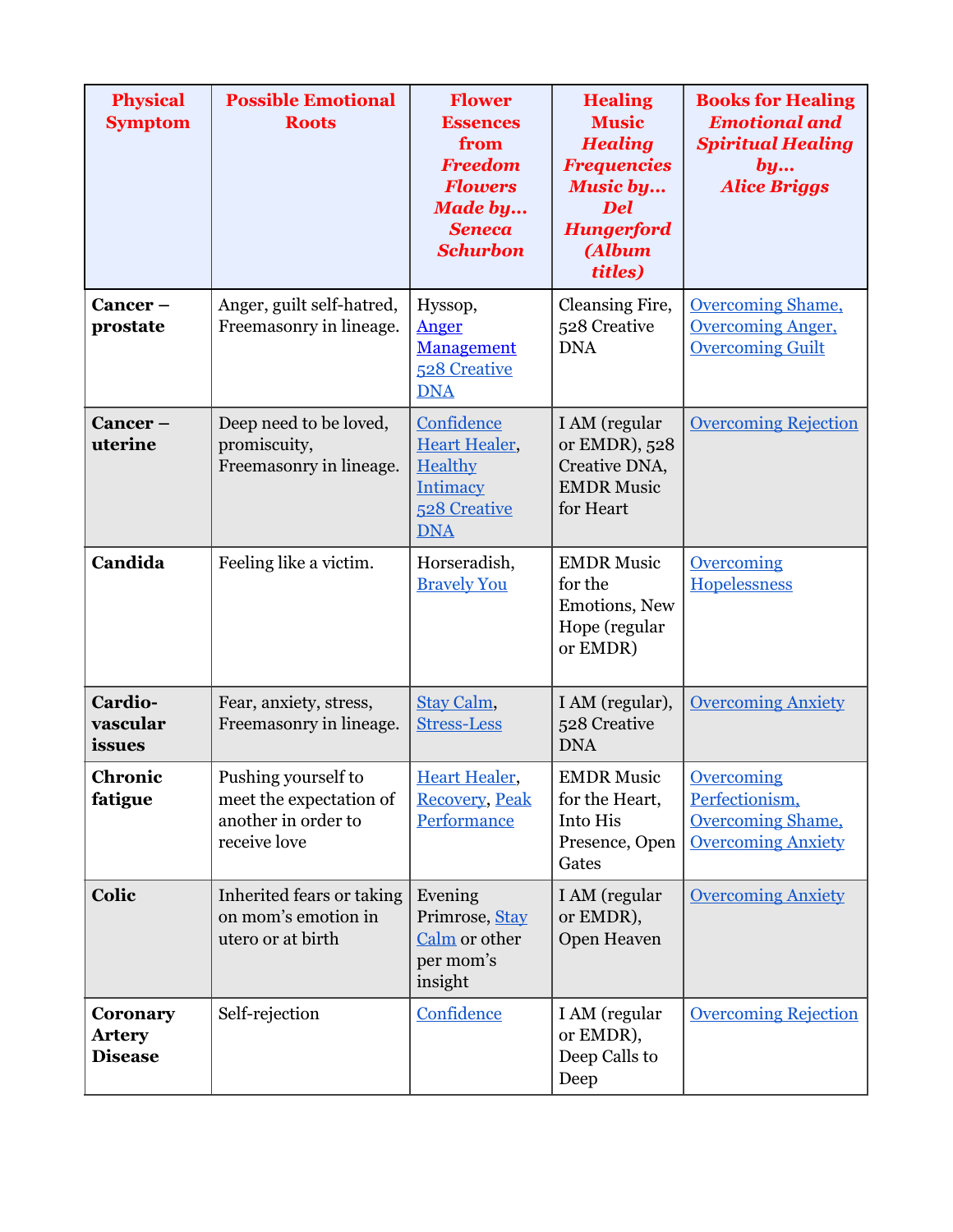| Physical Symptom | Possible Emotional Roots | Flower Essences from *Freedom Flowers Made by… Seneca Schurbon* | Healing Music *Healing Frequencies Music by… Del Hungerford (Album titles)* | Books for Healing *Emotional and Spiritual Healing by… Alice Briggs* |
|---|---|---|---|---|
| **Cancer – prostate** | Anger, guilt self-hatred, Freemasonry in lineage. | Hyssop, Anger Management 528 Creative DNA | Cleansing Fire, 528 Creative DNA | Overcoming Shame, Overcoming Anger, Overcoming Guilt |
| **Cancer – uterine** | Deep need to be loved, promiscuity, Freemasonry in lineage. | Confidence Heart Healer, Healthy Intimacy 528 Creative DNA | I AM (regular or EMDR), 528 Creative DNA, EMDR Music for Heart | Overcoming Rejection |
| **Candida** | Feeling like a victim. | Horseradish, Bravely You | EMDR Music for the Emotions, New Hope (regular or EMDR) | Overcoming Hopelessness |
| **Cardio-vascular issues** | Fear, anxiety, stress, Freemasonry in lineage. | Stay Calm, Stress-Less | I AM (regular), 528 Creative DNA | Overcoming Anxiety |
| **Chronic fatigue** | Pushing yourself to meet the expectation of another in order to receive love | Heart Healer, Recovery, Peak Performance | EMDR Music for the Heart, Into His Presence, Open Gates | Overcoming Perfectionism, Overcoming Shame, Overcoming Anxiety |
| **Colic** | Inherited fears or taking on mom's emotion in utero or at birth | Evening Primrose, Stay Calm or other per mom's insight | I AM (regular or EMDR), Open Heaven | Overcoming Anxiety |
| **Coronary Artery Disease** | Self-rejection | Confidence | I AM (regular or EMDR), Deep Calls to Deep | Overcoming Rejection |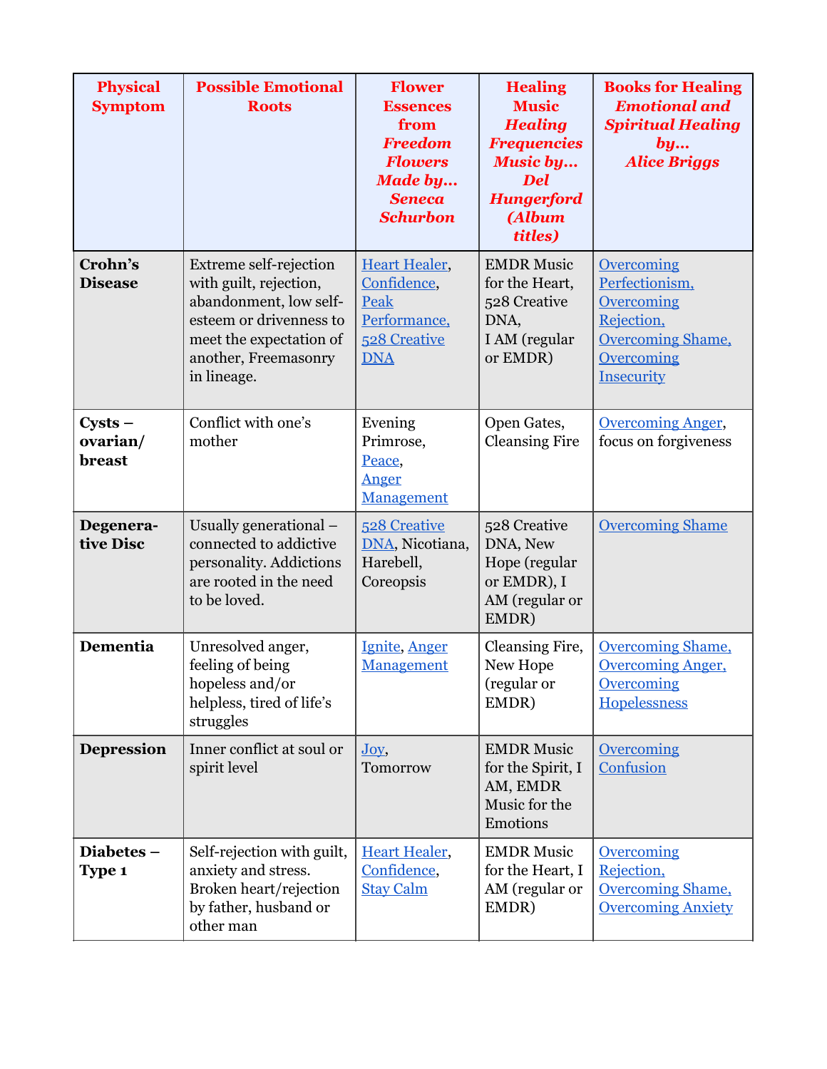| Physical Symptom | Possible Emotional Roots | Flower Essences from *Freedom Flowers Made by… Seneca Schurbon* | Healing Music *Healing Frequencies Music by… Del Hungerford (Album titles)* | Books for Healing *Emotional and Spiritual Healing by… Alice Briggs* |
|---|---|---|---|---|
| **Crohn's Disease** | Extreme self-rejection with guilt, rejection, abandonment, low self-esteem or drivenness to meet the expectation of another, Freemasonry in lineage. | Heart Healer, Confidence, Peak Performance, 528 Creative DNA | EMDR Music for the Heart, 528 Creative DNA, I AM (regular or EMDR) | Overcoming Perfectionism, Overcoming Rejection, Overcoming Shame, Overcoming Insecurity |
| **Cysts – ovarian/ breast** | Conflict with one's mother | Evening Primrose, Peace, Anger Management | Open Gates, Cleansing Fire | Overcoming Anger, focus on forgiveness |
| **Degenerative Disc** | Usually generational – connected to addictive personality. Addictions are rooted in the need to be loved. | 528 Creative DNA, Nicotiana, Harebell, Coreopsis | 528 Creative DNA, New Hope (regular or EMDR), I AM (regular or EMDR) | Overcoming Shame |
| **Dementia** | Unresolved anger, feeling of being hopeless and/or helpless, tired of life's struggles | Ignite, Anger Management | Cleansing Fire, New Hope (regular or EMDR) | Overcoming Shame, Overcoming Anger, Overcoming Hopelessness |
| **Depression** | Inner conflict at soul or spirit level | Joy, Tomorrow | EMDR Music for the Spirit, I AM, EMDR Music for the Emotions | Overcoming Confusion |
| **Diabetes – Type 1** | Self-rejection with guilt, anxiety and stress. Broken heart/rejection by father, husband or other man | Heart Healer, Confidence, Stay Calm | EMDR Music for the Heart, I AM (regular or EMDR) | Overcoming Rejection, Overcoming Shame, Overcoming Anxiety |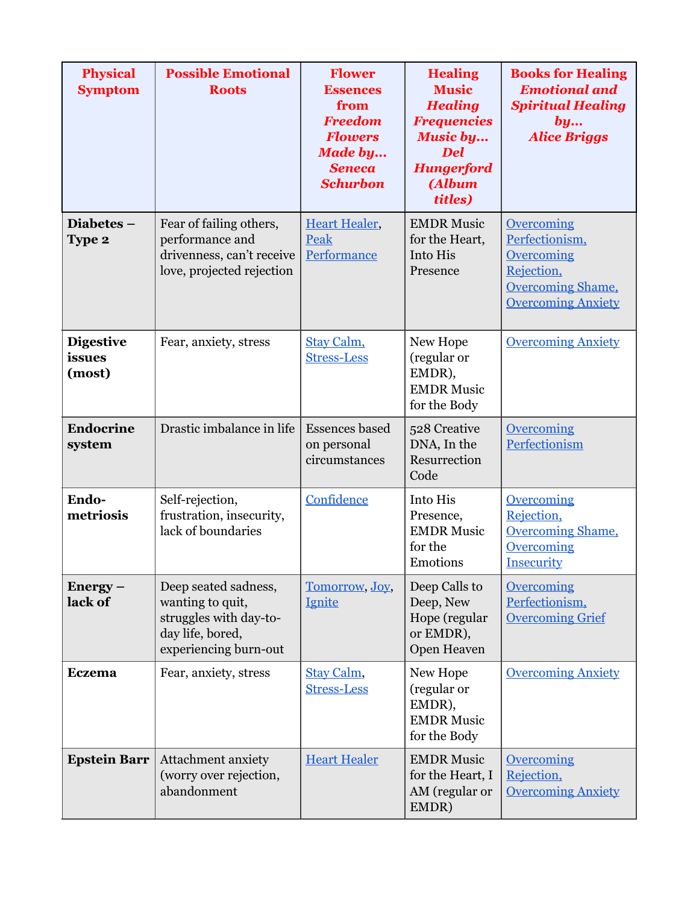| **Physical Symptom** | **Possible Emotional Roots** | **Flower Essences from *Freedom Flowers Made by… Seneca Schurbon*** | **Healing Music *Healing Frequencies Music by… Del Hungerford (Album titles)*** | **Books for Healing *Emotional and Spiritual Healing by… Alice Briggs*** |
|---|---|---|---|---|
| **Diabetes – Type 2** | Fear of failing others, performance and drivenness, can't receive love, projected rejection | Heart Healer, Peak Performance | EMDR Music for the Heart, Into His Presence | Overcoming Perfectionism, Overcoming Rejection, Overcoming Shame, Overcoming Anxiety |
| **Digestive issues (most)** | Fear, anxiety, stress | Stay Calm, Stress-Less | New Hope (regular or EMDR), EMDR Music for the Body | Overcoming Anxiety |
| **Endocrine system** | Drastic imbalance in life | Essences based on personal circumstances | 528 Creative DNA, In the Resurrection Code | Overcoming Perfectionism |
| **Endo-metriosis** | Self-rejection, frustration, insecurity, lack of boundaries | Confidence | Into His Presence, EMDR Music for the Emotions | Overcoming Rejection, Overcoming Shame, Overcoming Insecurity |
| **Energy – lack of** | Deep seated sadness, wanting to quit, struggles with day-to-day life, bored, experiencing burn-out | Tomorrow, Joy, Ignite | Deep Calls to Deep, New Hope (regular or EMDR), Open Heaven | Overcoming Perfectionism, Overcoming Grief |
| **Eczema** | Fear, anxiety, stress | Stay Calm, Stress-Less | New Hope (regular or EMDR), EMDR Music for the Body | Overcoming Anxiety |
| **Epstein Barr** | Attachment anxiety (worry over rejection, abandonment | Heart Healer | EMDR Music for the Heart, I AM (regular or EMDR) | Overcoming Rejection, Overcoming Anxiety |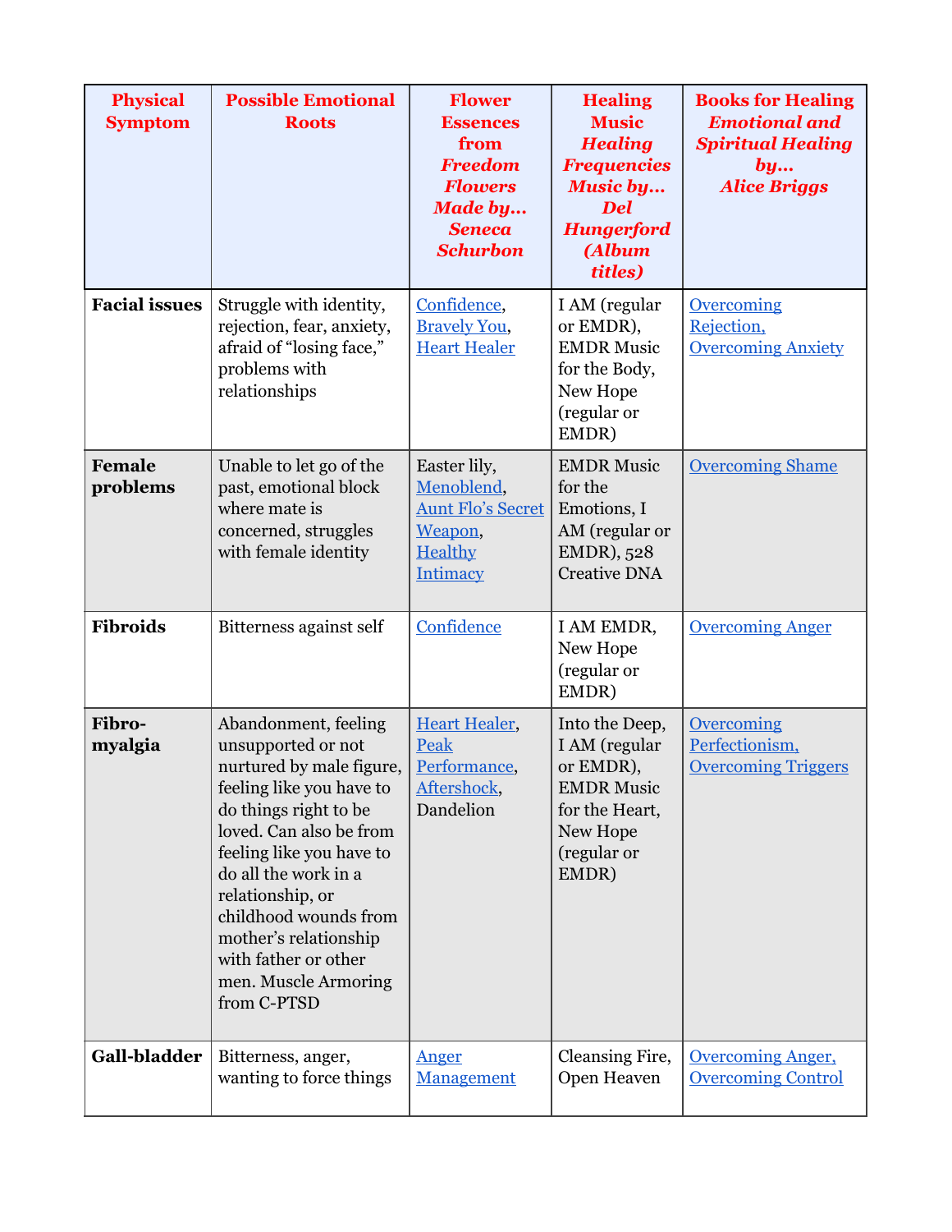| Physical Symptom | Possible Emotional Roots | Flower Essences from *Freedom Flowers Made by… Seneca Schurbon* | Healing Music *Healing Frequencies Music by… Del Hungerford (Album titles)* | Books for Healing *Emotional and Spiritual Healing by… Alice Briggs* |
|---|---|---|---|---|
| **Facial issues** | Struggle with identity, rejection, fear, anxiety, afraid of "losing face," problems with relationships | Confidence, Bravely You, Heart Healer | I AM (regular or EMDR), EMDR Music for the Body, New Hope (regular or EMDR) | Overcoming Rejection, Overcoming Anxiety |
| **Female problems** | Unable to let go of the past, emotional block where mate is concerned, struggles with female identity | Easter lily, Menoblend, Aunt Flo's Secret Weapon, Healthy Intimacy | EMDR Music for the Emotions, I AM (regular or EMDR), 528 Creative DNA | Overcoming Shame |
| **Fibroids** | Bitterness against self | Confidence | I AM EMDR, New Hope (regular or EMDR) | Overcoming Anger |
| **Fibro-myalgia** | Abandonment, feeling unsupported or not nurtured by male figure, feeling like you have to do things right to be loved. Can also be from feeling like you have to do all the work in a relationship, or childhood wounds from mother's relationship with father or other men. Muscle Armoring from C-PTSD | Heart Healer, Peak Performance, Aftershock, Dandelion | Into the Deep, I AM (regular or EMDR), EMDR Music for the Heart, New Hope (regular or EMDR) | Overcoming Perfectionism, Overcoming Triggers |
| **Gall-bladder** | Bitterness, anger, wanting to force things | Anger Management | Cleansing Fire, Open Heaven | Overcoming Anger, Overcoming Control |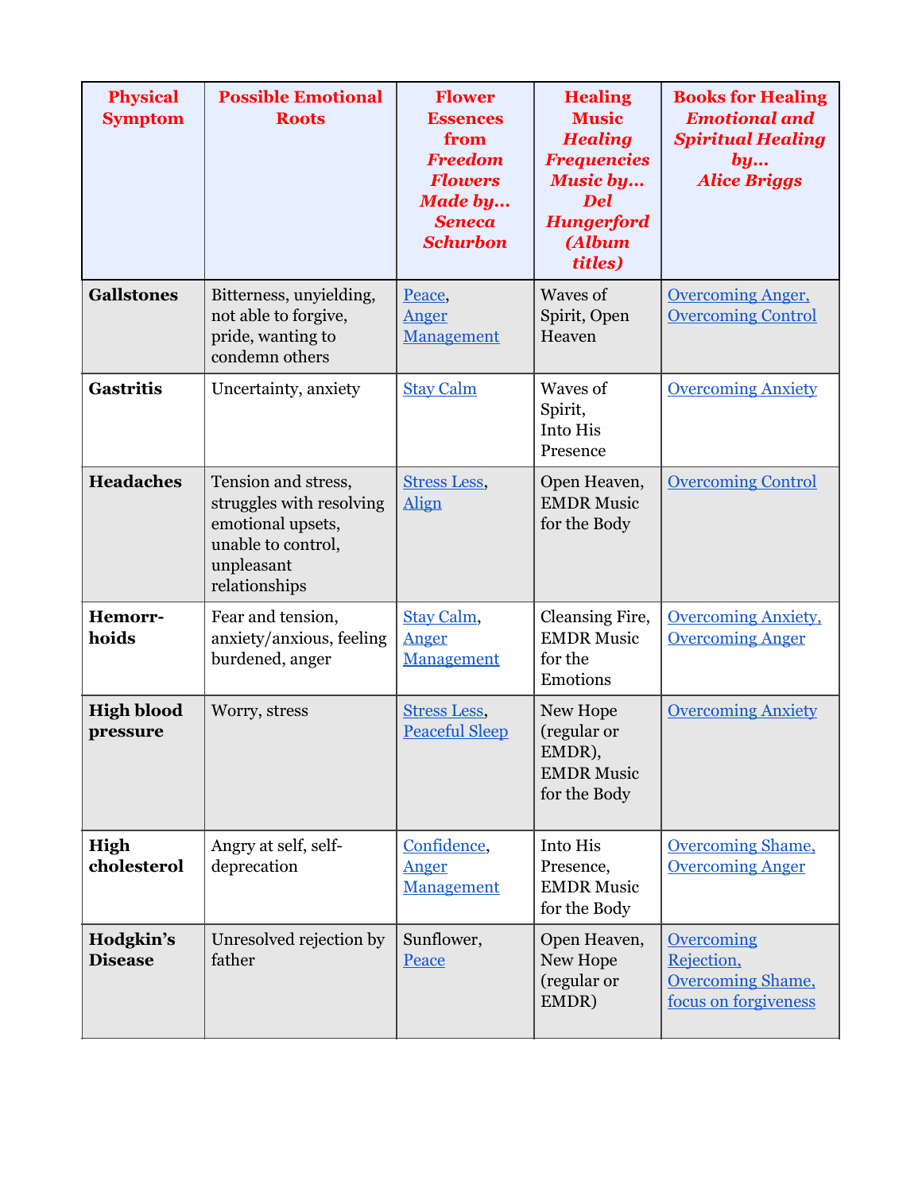| Physical Symptom | Possible Emotional Roots | Flower Essences from *Freedom Flowers Made by… Seneca Schurbon* | Healing Music *Healing Frequencies Music by… Del Hungerford (Album titles)* | Books for Healing *Emotional and Spiritual Healing by… Alice Briggs* |
|---|---|---|---|---|
| **Gallstones** | Bitterness, unyielding, not able to forgive, pride, wanting to condemn others | Peace, Anger Management | Waves of Spirit, Open Heaven | Overcoming Anger, Overcoming Control |
| **Gastritis** | Uncertainty, anxiety | Stay Calm | Waves of Spirit, Into His Presence | Overcoming Anxiety |
| **Headaches** | Tension and stress, struggles with resolving emotional upsets, unable to control, unpleasant relationships | Stress Less, Align | Open Heaven, EMDR Music for the Body | Overcoming Control |
| **Hemorr-hoids** | Fear and tension, anxiety/anxious, feeling burdened, anger | Stay Calm, Anger Management | Cleansing Fire, EMDR Music for the Emotions | Overcoming Anxiety, Overcoming Anger |
| **High blood pressure** | Worry, stress | Stress Less, Peaceful Sleep | New Hope (regular or EMDR), EMDR Music for the Body | Overcoming Anxiety |
| **High cholesterol** | Angry at self, self-deprecation | Confidence, Anger Management | Into His Presence, EMDR Music for the Body | Overcoming Shame, Overcoming Anger |
| **Hodgkin's Disease** | Unresolved rejection by father | Sunflower, Peace | Open Heaven, New Hope (regular or EMDR) | Overcoming Rejection, Overcoming Shame, focus on forgiveness |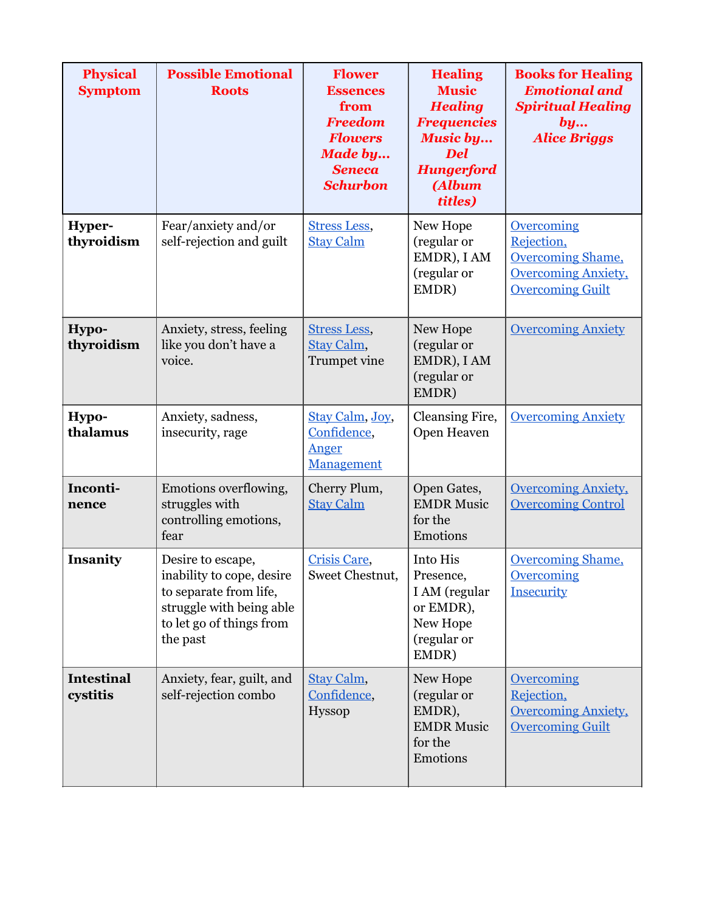| Physical Symptom | Possible Emotional Roots | Flower Essences from ***Freedom Flowers Made by… Seneca Schurbon*** | Healing Music ***Healing Frequencies Music by… Del Hungerford (Album titles)*** | Books for Healing ***Emotional and Spiritual Healing by… Alice Briggs*** |
|---|---|---|---|---|
| **Hyper-thyroidism** | Fear/anxiety and/or self-rejection and guilt | Stress Less, Stay Calm | New Hope (regular or EMDR), I AM (regular or EMDR) | Overcoming Rejection, Overcoming Shame, Overcoming Anxiety, Overcoming Guilt |
| **Hypo-thyroidism** | Anxiety, stress, feeling like you don't have a voice. | Stress Less, Stay Calm, Trumpet vine | New Hope (regular or EMDR), I AM (regular or EMDR) | Overcoming Anxiety |
| **Hypo-thalamus** | Anxiety, sadness, insecurity, rage | Stay Calm, Joy, Confidence, Anger Management | Cleansing Fire, Open Heaven | Overcoming Anxiety |
| **Inconti-nence** | Emotions overflowing, struggles with controlling emotions, fear | Cherry Plum, Stay Calm | Open Gates, EMDR Music for the Emotions | Overcoming Anxiety, Overcoming Control |
| **Insanity** | Desire to escape, inability to cope, desire to separate from life, struggle with being able to let go of things from the past | Crisis Care, Sweet Chestnut, | Into His Presence, I AM (regular or EMDR), New Hope (regular or EMDR) | Overcoming Shame, Overcoming Insecurity |
| **Intestinal cystitis** | Anxiety, fear, guilt, and self-rejection combo | Stay Calm, Confidence, Hyssop | New Hope (regular or EMDR), EMDR Music for the Emotions | Overcoming Rejection, Overcoming Anxiety, Overcoming Guilt |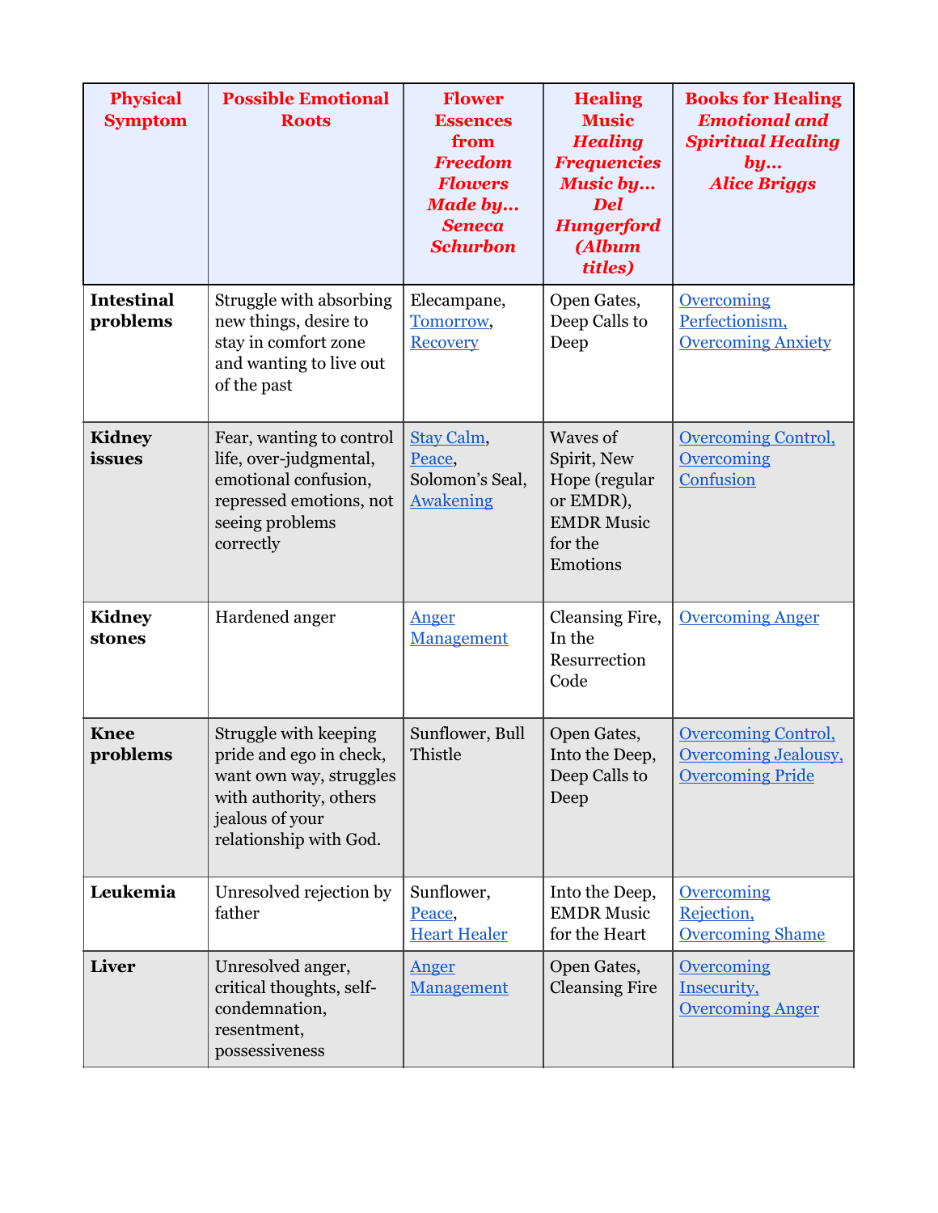| Physical Symptom | Possible Emotional Roots | Flower Essences from *Freedom Flowers Made by… Seneca Schurbon* | Healing Music *Healing Frequencies Music by… Del Hungerford (Album titles)* | Books for Healing *Emotional and Spiritual Healing by… Alice Briggs* |
|---|---|---|---|---|
| **Intestinal problems** | Struggle with absorbing new things, desire to stay in comfort zone and wanting to live out of the past | Elecampane, Tomorrow, Recovery | Open Gates, Deep Calls to Deep | Overcoming Perfectionism, Overcoming Anxiety |
| **Kidney issues** | Fear, wanting to control life, over-judgmental, emotional confusion, repressed emotions, not seeing problems correctly | Stay Calm, Peace, Solomon's Seal, Awakening | Waves of Spirit, New Hope (regular or EMDR), EMDR Music for the Emotions | Overcoming Control, Overcoming Confusion |
| **Kidney stones** | Hardened anger | Anger Management | Cleansing Fire, In the Resurrection Code | Overcoming Anger |
| **Knee problems** | Struggle with keeping pride and ego in check, want own way, struggles with authority, others jealous of your relationship with God. | Sunflower, Bull Thistle | Open Gates, Into the Deep, Deep Calls to Deep | Overcoming Control, Overcoming Jealousy, Overcoming Pride |
| **Leukemia** | Unresolved rejection by father | Sunflower, Peace, Heart Healer | Into the Deep, EMDR Music for the Heart | Overcoming Rejection, Overcoming Shame |
| **Liver** | Unresolved anger, critical thoughts, self-condemnation, resentment, possessiveness | Anger Management | Open Gates, Cleansing Fire | Overcoming Insecurity, Overcoming Anger |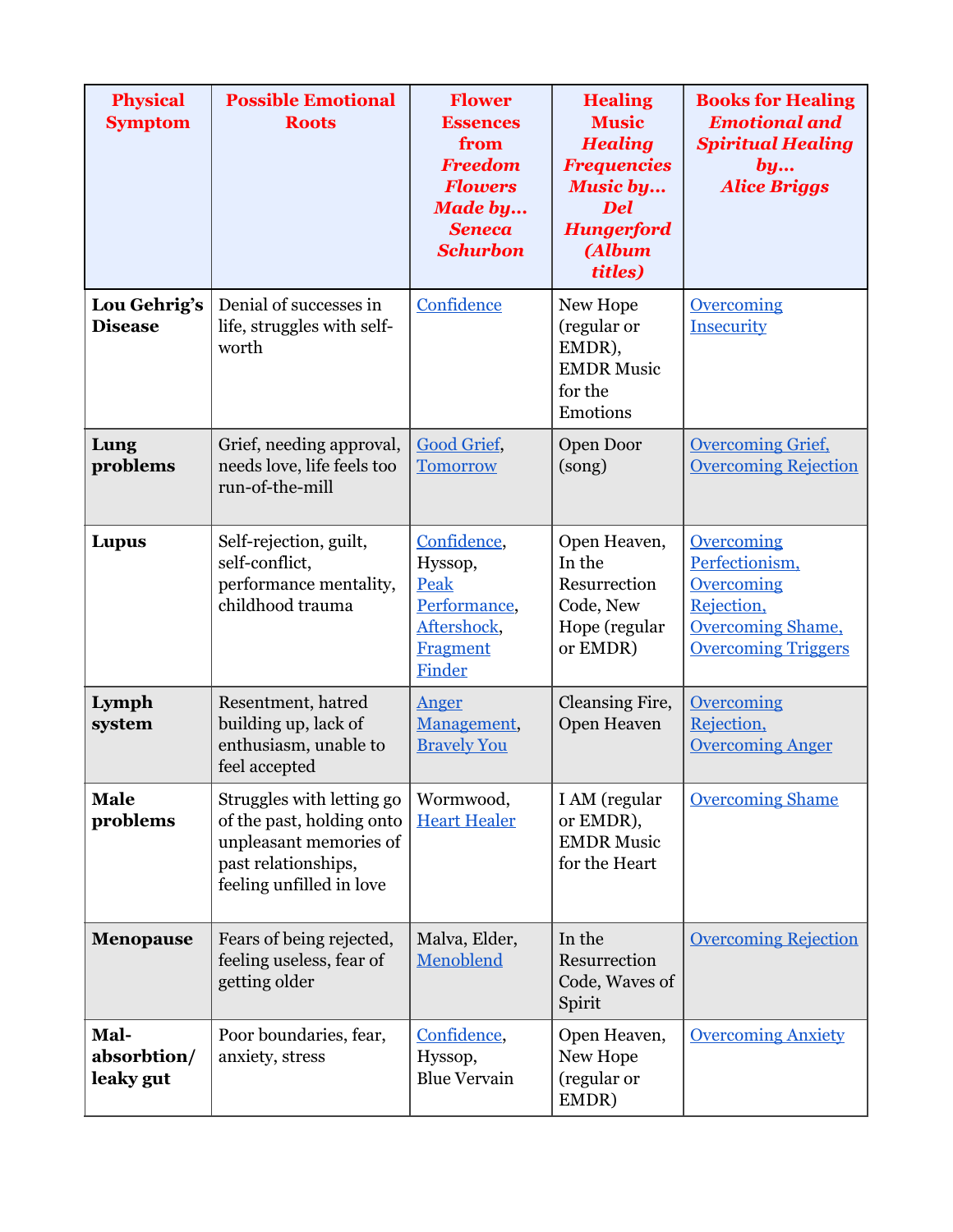| Physical Symptom | Possible Emotional Roots | Flower Essences from *Freedom Flowers Made by... Seneca Schurbon* | Healing Music *Healing Frequencies Music by... Del Hungerford (Album titles)* | Books for Healing *Emotional and Spiritual Healing by... Alice Briggs* |
|---|---|---|---|---|
| **Lou Gehrig's Disease** | Denial of successes in life, struggles with self-worth | Confidence | New Hope (regular or EMDR), EMDR Music for the Emotions | Overcoming Insecurity |
| **Lung problems** | Grief, needing approval, needs love, life feels too run-of-the-mill | Good Grief, Tomorrow | Open Door (song) | Overcoming Grief, Overcoming Rejection |
| **Lupus** | Self-rejection, guilt, self-conflict, performance mentality, childhood trauma | Confidence, Hyssop, Peak Performance, Aftershock, Fragment Finder | Open Heaven, In the Resurrection Code, New Hope (regular or EMDR) | Overcoming Perfectionism, Overcoming Rejection, Overcoming Shame, Overcoming Triggers |
| **Lymph system** | Resentment, hatred building up, lack of enthusiasm, unable to feel accepted | Anger Management, Bravely You | Cleansing Fire, Open Heaven | Overcoming Rejection, Overcoming Anger |
| **Male problems** | Struggles with letting go of the past, holding onto unpleasant memories of past relationships, feeling unfilled in love | Wormwood, Heart Healer | I AM (regular or EMDR), EMDR Music for the Heart | Overcoming Shame |
| **Menopause** | Fears of being rejected, feeling useless, fear of getting older | Malva, Elder, Menoblend | In the Resurrection Code, Waves of Spirit | Overcoming Rejection |
| **Mal-absorbtion/ leaky gut** | Poor boundaries, fear, anxiety, stress | Confidence, Hyssop, Blue Vervain | Open Heaven, New Hope (regular or EMDR) | Overcoming Anxiety |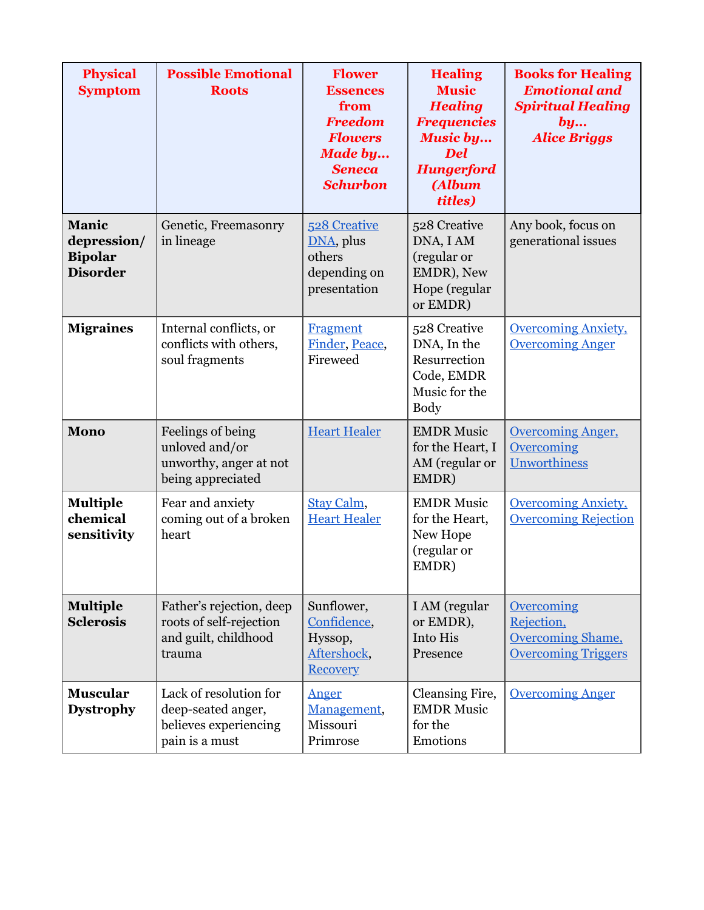| Physical Symptom | Possible Emotional Roots | Flower Essences from ***Freedom Flowers Made by… Seneca Schurbon*** | Healing Music ***Healing Frequencies Music by… Del Hungerford (Album titles)*** | Books for Healing ***Emotional and Spiritual Healing by… Alice Briggs*** |
|---|---|---|---|---|
| **Manic depression/ Bipolar Disorder** | Genetic, Freemasonry in lineage | 528 Creative DNA, plus others depending on presentation | 528 Creative DNA, I AM (regular or EMDR), New Hope (regular or EMDR) | Any book, focus on generational issues |
| **Migraines** | Internal conflicts, or conflicts with others, soul fragments | Fragment Finder, Peace, Fireweed | 528 Creative DNA, In the Resurrection Code, EMDR Music for the Body | Overcoming Anxiety, Overcoming Anger |
| **Mono** | Feelings of being unloved and/or unworthy, anger at not being appreciated | Heart Healer | EMDR Music for the Heart, I AM (regular or EMDR) | Overcoming Anger, Overcoming Unworthiness |
| **Multiple chemical sensitivity** | Fear and anxiety coming out of a broken heart | Stay Calm, Heart Healer | EMDR Music for the Heart, New Hope (regular or EMDR) | Overcoming Anxiety, Overcoming Rejection |
| **Multiple Sclerosis** | Father's rejection, deep roots of self-rejection and guilt, childhood trauma | Sunflower, Confidence, Hyssop, Aftershock, Recovery | I AM (regular or EMDR), Into His Presence | Overcoming Rejection, Overcoming Shame, Overcoming Triggers |
| **Muscular Dystrophy** | Lack of resolution for deep-seated anger, believes experiencing pain is a must | Anger Management, Missouri Primrose | Cleansing Fire, EMDR Music for the Emotions | Overcoming Anger |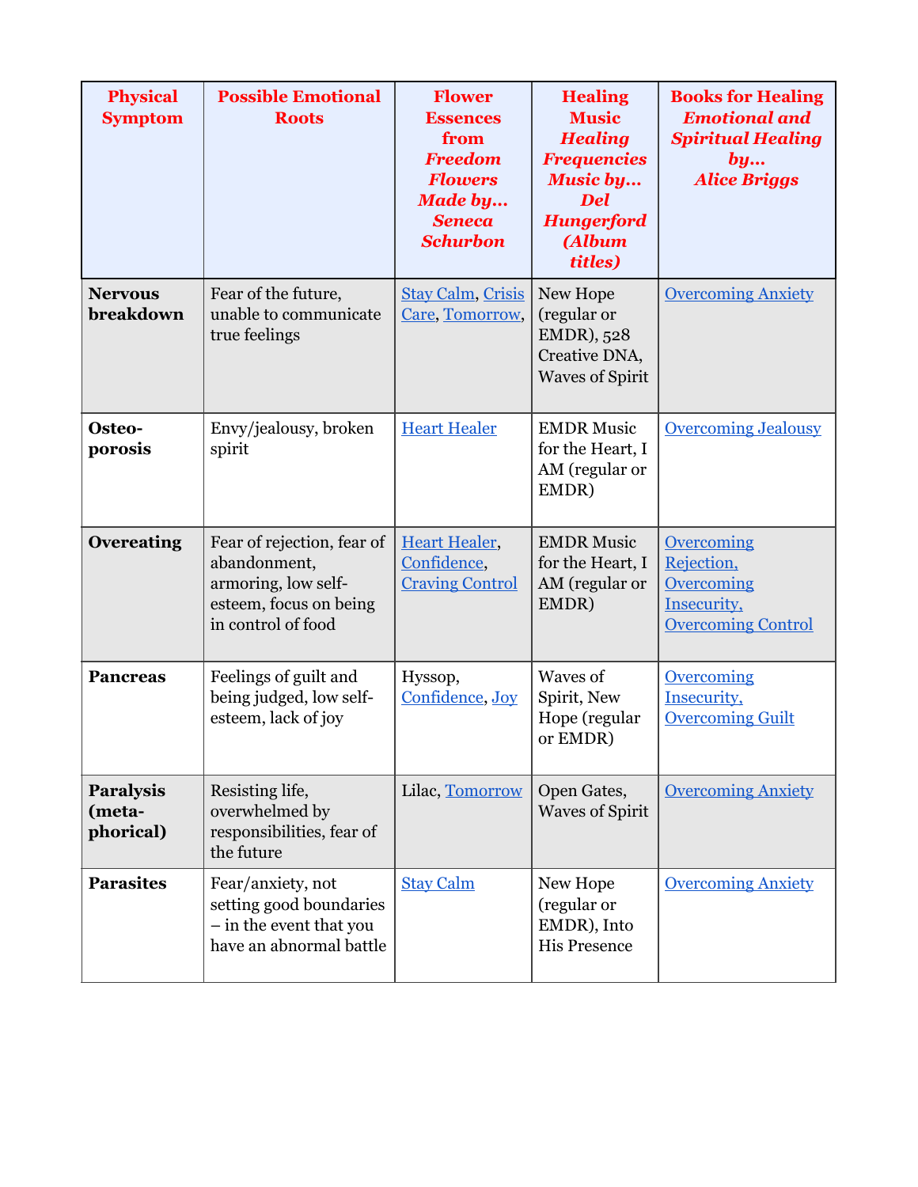| Physical Symptom | Possible Emotional Roots | Flower Essences from *Freedom Flowers Made by… Seneca Schurbon* | Healing Music *Healing Frequencies Music by… Del Hungerford (Album titles)* | Books for Healing *Emotional and Spiritual Healing by… Alice Briggs* |
|---|---|---|---|---|
| **Nervous breakdown** | Fear of the future, unable to communicate true feelings | Stay Calm, Crisis Care, Tomorrow, | New Hope (regular or EMDR), 528 Creative DNA, Waves of Spirit | Overcoming Anxiety |
| **Osteo-porosis** | Envy/jealousy, broken spirit | Heart Healer | EMDR Music for the Heart, I AM (regular or EMDR) | Overcoming Jealousy |
| **Overeating** | Fear of rejection, fear of abandonment, armoring, low self-esteem, focus on being in control of food | Heart Healer, Confidence, Craving Control | EMDR Music for the Heart, I AM (regular or EMDR) | Overcoming Rejection, Overcoming Insecurity, Overcoming Control |
| **Pancreas** | Feelings of guilt and being judged, low self-esteem, lack of joy | Hyssop, Confidence, Joy | Waves of Spirit, New Hope (regular or EMDR) | Overcoming Insecurity, Overcoming Guilt |
| **Paralysis (meta-phorical)** | Resisting life, overwhelmed by responsibilities, fear of the future | Lilac, Tomorrow | Open Gates, Waves of Spirit | Overcoming Anxiety |
| **Parasites** | Fear/anxiety, not setting good boundaries – in the event that you have an abnormal battle | Stay Calm | New Hope (regular or EMDR), Into His Presence | Overcoming Anxiety |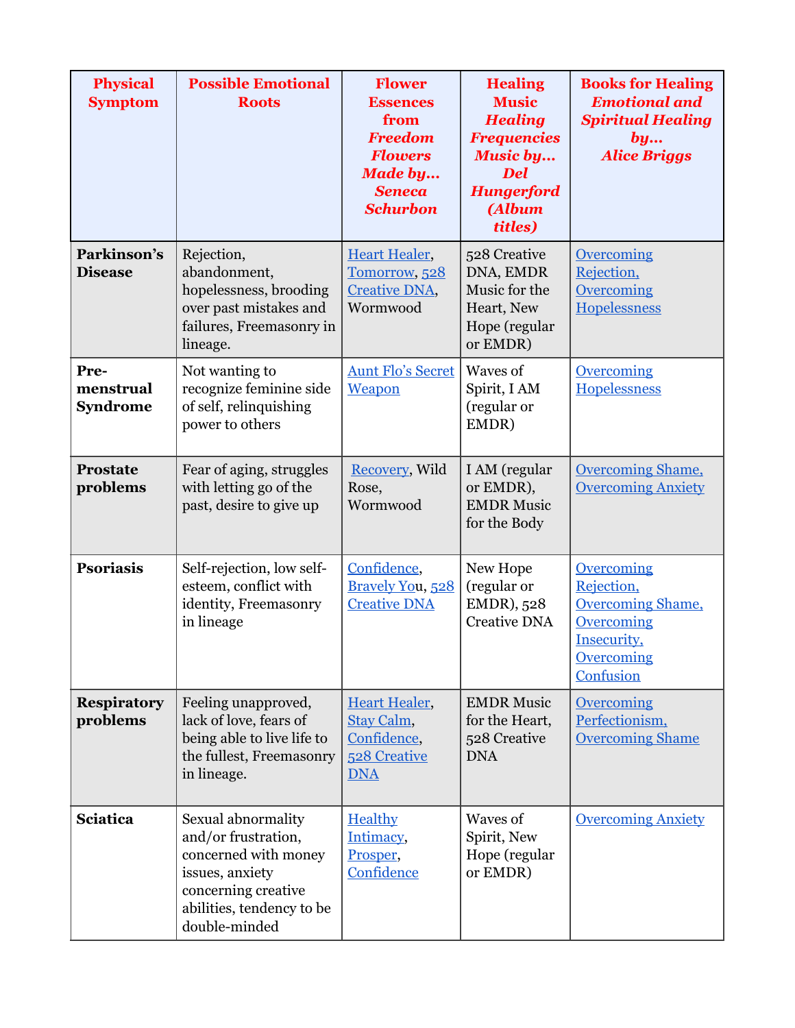| Physical Symptom | Possible Emotional Roots | Flower Essences from *Freedom Flowers Made by... Seneca Schurbon* | Healing Music *Healing Frequencies Music by... Del Hungerford (Album titles)* | Books for Healing *Emotional and Spiritual Healing by... Alice Briggs* |
|---|---|---|---|---|
| **Parkinson's Disease** | Rejection, abandonment, hopelessness, brooding over past mistakes and failures, Freemasonry in lineage. | Heart Healer, Tomorrow, 528 Creative DNA, Wormwood | 528 Creative DNA, EMDR Music for the Heart, New Hope (regular or EMDR) | Overcoming Rejection, Overcoming Hopelessness |
| **Pre-menstrual Syndrome** | Not wanting to recognize feminine side of self, relinquishing power to others | Aunt Flo's Secret Weapon | Waves of Spirit, I AM (regular or EMDR) | Overcoming Hopelessness |
| **Prostate problems** | Fear of aging, struggles with letting go of the past, desire to give up | Recovery, Wild Rose, Wormwood | I AM (regular or EMDR), EMDR Music for the Body | Overcoming Shame, Overcoming Anxiety |
| **Psoriasis** | Self-rejection, low self-esteem, conflict with identity, Freemasonry in lineage | Confidence, Bravely You, 528 Creative DNA | New Hope (regular or EMDR), 528 Creative DNA | Overcoming Rejection, Overcoming Shame, Overcoming Insecurity, Overcoming Confusion |
| **Respiratory problems** | Feeling unapproved, lack of love, fears of being able to live life to the fullest, Freemasonry in lineage. | Heart Healer, Stay Calm, Confidence, 528 Creative DNA | EMDR Music for the Heart, 528 Creative DNA | Overcoming Perfectionism, Overcoming Shame |
| **Sciatica** | Sexual abnormality and/or frustration, concerned with money issues, anxiety concerning creative abilities, tendency to be double-minded | Healthy Intimacy, Prosper, Confidence | Waves of Spirit, New Hope (regular or EMDR) | Overcoming Anxiety |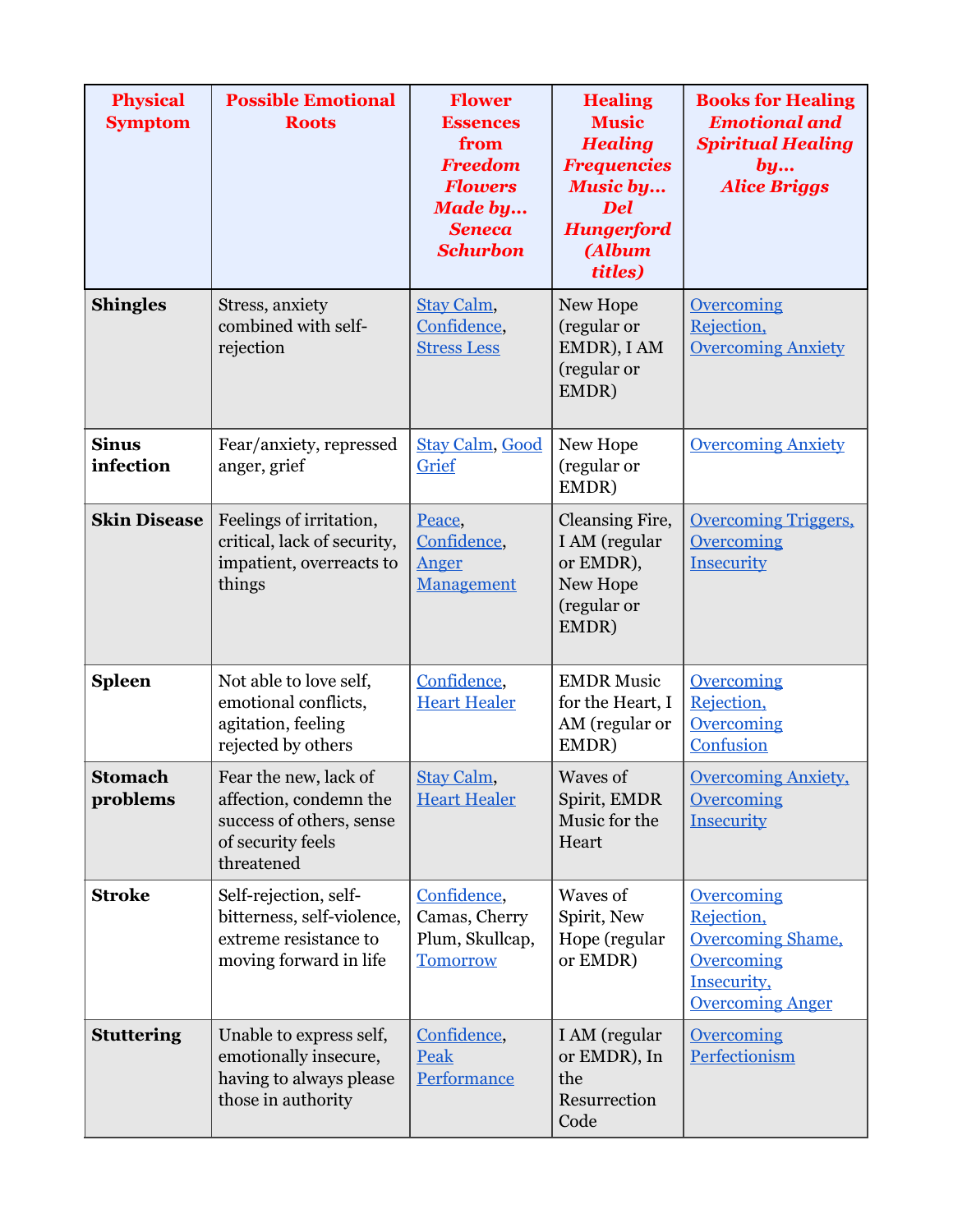| **Physical Symptom** | **Possible Emotional Roots** | **Flower Essences from *Freedom Flowers Made by… Seneca Schurbon*** | **Healing Music *Healing Frequencies Music by… Del Hungerford (Album titles)*** | **Books for Healing *Emotional and Spiritual Healing by… Alice Briggs*** |
|---|---|---|---|---|
| **Shingles** | Stress, anxiety combined with self-rejection | Stay Calm, Confidence, Stress Less | New Hope (regular or EMDR), I AM (regular or EMDR) | Overcoming Rejection, Overcoming Anxiety |
| **Sinus infection** | Fear/anxiety, repressed anger, grief | Stay Calm, Good Grief | New Hope (regular or EMDR) | Overcoming Anxiety |
| **Skin Disease** | Feelings of irritation, critical, lack of security, impatient, overreacts to things | Peace, Confidence, Anger Management | Cleansing Fire, I AM (regular or EMDR), New Hope (regular or EMDR) | Overcoming Triggers, Overcoming Insecurity |
| **Spleen** | Not able to love self, emotional conflicts, agitation, feeling rejected by others | Confidence, Heart Healer | EMDR Music for the Heart, I AM (regular or EMDR) | Overcoming Rejection, Overcoming Confusion |
| **Stomach problems** | Fear the new, lack of affection, condemn the success of others, sense of security feels threatened | Stay Calm, Heart Healer | Waves of Spirit, EMDR Music for the Heart | Overcoming Anxiety, Overcoming Insecurity |
| **Stroke** | Self-rejection, self-bitterness, self-violence, extreme resistance to moving forward in life | Confidence, Camas, Cherry Plum, Skullcap, Tomorrow | Waves of Spirit, New Hope (regular or EMDR) | Overcoming Rejection, Overcoming Shame, Overcoming Insecurity, Overcoming Anger |
| **Stuttering** | Unable to express self, emotionally insecure, having to always please those in authority | Confidence, Peak Performance | I AM (regular or EMDR), In the Resurrection Code | Overcoming Perfectionism |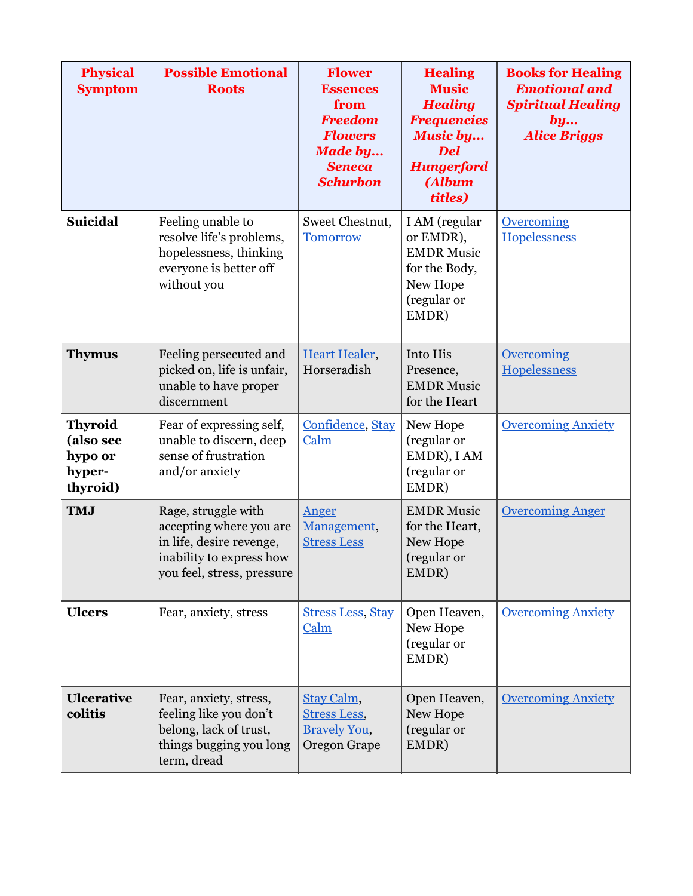| Physical Symptom | Possible Emotional Roots | Flower Essences from *Freedom Flowers Made by… Seneca Schurbon* | Healing Music *Healing Frequencies Music by… Del Hungerford (Album titles)* | Books for Healing *Emotional and Spiritual Healing by… Alice Briggs* |
|---|---|---|---|---|
| **Suicidal** | Feeling unable to resolve life's problems, hopelessness, thinking everyone is better off without you | Sweet Chestnut, Tomorrow | I AM (regular or EMDR), EMDR Music for the Body, New Hope (regular or EMDR) | Overcoming Hopelessness |
| **Thymus** | Feeling persecuted and picked on, life is unfair, unable to have proper discernment | Heart Healer, Horseradish | Into His Presence, EMDR Music for the Heart | Overcoming Hopelessness |
| **Thyroid (also see hypo or hyper-thyroid)** | Fear of expressing self, unable to discern, deep sense of frustration and/or anxiety | Confidence, Stay Calm | New Hope (regular or EMDR), I AM (regular or EMDR) | Overcoming Anxiety |
| **TMJ** | Rage, struggle with accepting where you are in life, desire revenge, inability to express how you feel, stress, pressure | Anger Management, Stress Less | EMDR Music for the Heart, New Hope (regular or EMDR) | Overcoming Anger |
| **Ulcers** | Fear, anxiety, stress | Stress Less, Stay Calm | Open Heaven, New Hope (regular or EMDR) | Overcoming Anxiety |
| **Ulcerative colitis** | Fear, anxiety, stress, feeling like you don't belong, lack of trust, things bugging you long term, dread | Stay Calm, Stress Less, Bravely You, Oregon Grape | Open Heaven, New Hope (regular or EMDR) | Overcoming Anxiety |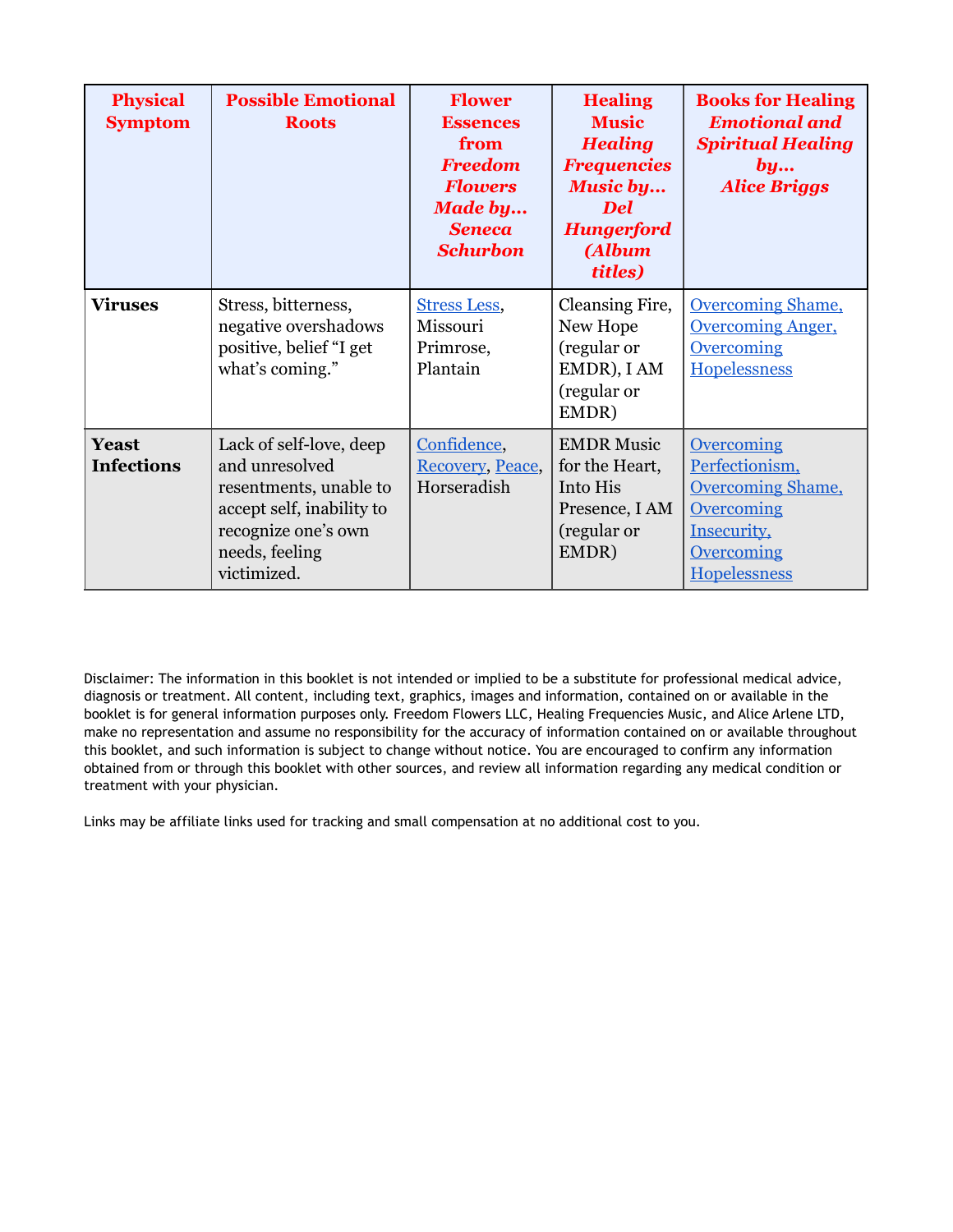| **Physical Symptom** | **Possible Emotional Roots** | **Flower Essences from *Freedom Flowers Made by… Seneca Schurbon*** | **Healing Music *Healing Frequencies Music by… Del Hungerford (Album titles)*** | **Books for Healing *Emotional and Spiritual Healing by… Alice Briggs*** |
|---|---|---|---|---|
| **Viruses** | Stress, bitterness, negative overshadows positive, belief "I get what's coming." | Stress Less, Missouri Primrose, Plantain | Cleansing Fire, New Hope (regular or EMDR), I AM (regular or EMDR) | Overcoming Shame, Overcoming Anger, Overcoming Hopelessness |
| **Yeast Infections** | Lack of self-love, deep and unresolved resentments, unable to accept self, inability to recognize one's own needs, feeling victimized. | Confidence, Recovery, Peace, Horseradish | EMDR Music for the Heart, Into His Presence, I AM (regular or EMDR) | Overcoming Perfectionism, Overcoming Shame, Overcoming Insecurity, Overcoming Hopelessness |

Disclaimer: The information in this booklet is not intended or implied to be a substitute for professional medical advice, diagnosis or treatment. All content, including text, graphics, images and information, contained on or available in the booklet is for general information purposes only. Freedom Flowers LLC, Healing Frequencies Music, and Alice Arlene LTD, make no representation and assume no responsibility for the accuracy of information contained on or available throughout this booklet, and such information is subject to change without notice. You are encouraged to confirm any information obtained from or through this booklet with other sources, and review all information regarding any medical condition or treatment with your physician.

Links may be affiliate links used for tracking and small compensation at no additional cost to you.